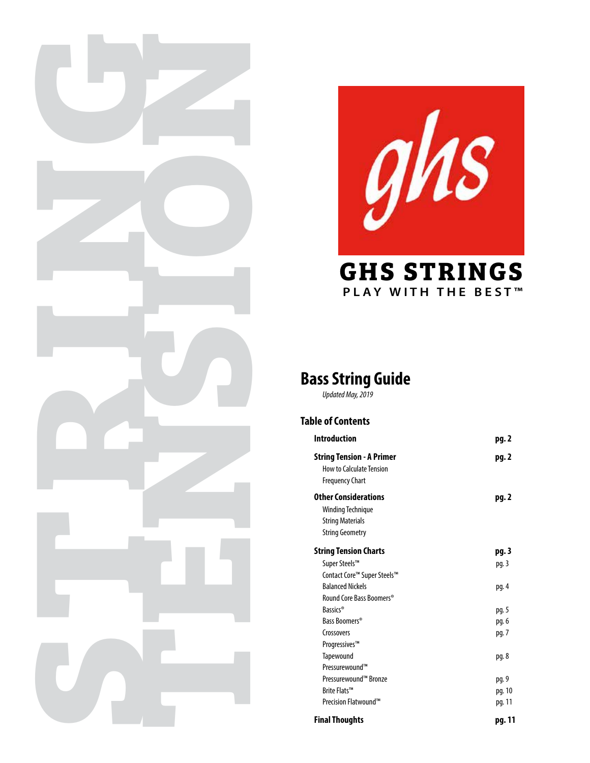STRING TENSION

GHS STRINGS

PLAY WITH THE BEST™

# Bass String Guide

*Updated May, 2019*

## Table of Contents

| | |
|---|---|
| **Introduction** | **pg. 2** |
| **String Tension - A Primer** | **pg. 2** |
| How to Calculate Tension | |
| Frequency Chart | |
| **Other Considerations** | **pg. 2** |
| Winding Technique | |
| String Materials | |
| String Geometry | |
| **String Tension Charts** | **pg. 3** |
| Super Steels™ | pg. 3 |
| Contact Core™ Super Steels™ | |
| Balanced Nickels | pg. 4 |
| Round Core Bass Boomers® | |
| Bassics® | pg. 5 |
| Bass Boomers® | pg. 6 |
| Crossovers | pg. 7 |
| Progressives™ | |
| Tapewound | pg. 8 |
| Pressurewound™ | |
| Pressurewound™ Bronze | pg. 9 |
| Brite Flats™ | pg. 10 |
| Precision Flatwound™ | pg. 11 |
| **Final Thoughts** | **pg. 11** |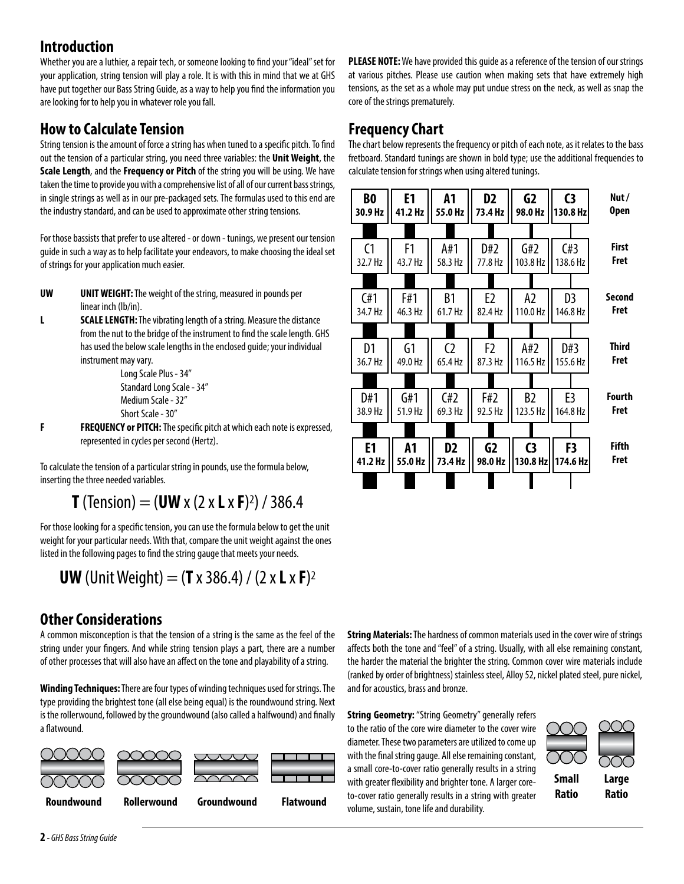## Introduction

Whether you are a luthier, a repair tech, or someone looking to find your "ideal" set for your application, string tension will play a role. It is with this in mind that we at GHS have put together our Bass String Guide, as a way to help you find the information you are looking for to help you in whatever role you fall.

## How to Calculate Tension

String tension is the amount of force a string has when tuned to a specific pitch. To find out the tension of a particular string, you need three variables: the **Unit Weight**, the **Scale Length**, and the **Frequency or Pitch** of the string you will be using. We have taken the time to provide you with a comprehensive list of all of our current bass strings, in single strings as well as in our pre-packaged sets. The formulas used to this end are the industry standard, and can be used to approximate other string tensions.

For those bassists that prefer to use altered - or down - tunings, we present our tension guide in such a way as to help facilitate your endeavors, to make choosing the ideal set of strings for your application much easier.

- **UW** — **UNIT WEIGHT:** The weight of the string, measured in pounds per linear inch (lb/in).
- **L** — **SCALE LENGTH:** The vibrating length of a string. Measure the distance from the nut to the bridge of the instrument to find the scale length. GHS has used the below scale lengths in the enclosed guide; your individual instrument may vary.
  - Long Scale Plus - 34"
  - Standard Long Scale - 34"
  - Medium Scale - 32"
  - Short Scale - 30"
- **F** — **FREQUENCY or PITCH:** The specific pitch at which each note is expressed, represented in cycles per second (Hertz).

To calculate the tension of a particular string in pounds, use the formula below, inserting the three needed variables.

$$\mathbf{T}\ (\text{Tension}) = (\mathbf{UW} \times (2 \times \mathbf{L} \times \mathbf{F})^2) / 386.4$$

For those looking for a specific tension, you can use the formula below to get the unit weight for your particular needs. With that, compare the unit weight against the ones listed in the following pages to find the string gauge that meets your needs.

$$\mathbf{UW}\ (\text{Unit Weight}) = (\mathbf{T} \times 386.4) / (2 \times \mathbf{L} \times \mathbf{F})^2$$

**PLEASE NOTE:** We have provided this guide as a reference of the tension of our strings at various pitches. Please use caution when making sets that have extremely high tensions, as the set as a whole may put undue stress on the neck, as well as snap the core of the strings prematurely.

## Frequency Chart

The chart below represents the frequency or pitch of each note, as it relates to the bass fretboard. Standard tunings are shown in bold type; use the additional frequencies to calculate tension for strings when using altered tunings.

| | | | | | | |
|---|---|---|---|---|---|---|
| **B0 30.9 Hz** | **E1 41.2 Hz** | **A1 55.0 Hz** | **D2 73.4 Hz** | **G2 98.0 Hz** | **C3 130.8 Hz** | **Nut / Open** |
| C1 32.7 Hz | F1 43.7 Hz | A#1 58.3 Hz | D#2 77.8 Hz | G#2 103.8 Hz | C#3 138.6 Hz | **First Fret** |
| C#1 34.7 Hz | F#1 46.3 Hz | B1 61.7 Hz | E2 82.4 Hz | A2 110.0 Hz | D3 146.8 Hz | **Second Fret** |
| D1 36.7 Hz | G1 49.0 Hz | C2 65.4 Hz | F2 87.3 Hz | A#2 116.5 Hz | D#3 155.6 Hz | **Third Fret** |
| D#1 38.9 Hz | G#1 51.9 Hz | C#2 69.3 Hz | F#2 92.5 Hz | B2 123.5 Hz | E3 164.8 Hz | **Fourth Fret** |
| **E1 41.2 Hz** | **A1 55.0 Hz** | **D2 73.4 Hz** | **G2 98.0 Hz** | **C3 130.8 Hz** | **F3 174.6 Hz** | **Fifth Fret** |

## Other Considerations

A common misconception is that the tension of a string is the same as the feel of the string under your fingers. And while string tension plays a part, there are a number of other processes that will also have an affect on the tone and playability of a string.

**Winding Techniques:** There are four types of winding techniques used for strings. The type providing the brightest tone (all else being equal) is the roundwound string. Next is the rollerwound, followed by the groundwound (also called a halfwound) and finally a flatwound.

**Roundwound** **Rollerwound** **Groundwound** **Flatwound**

**String Materials:** The hardness of common materials used in the cover wire of strings affects both the tone and "feel" of a string. Usually, with all else remaining constant, the harder the material the brighter the string. Common cover wire materials include (ranked by order of brightness) stainless steel, Alloy 52, nickel plated steel, pure nickel, and for acoustics, brass and bronze.

**String Geometry:** "String Geometry" generally refers to the ratio of the core wire diameter to the cover wire diameter. These two parameters are utilized to come up with the final string gauge. All else remaining constant, a small core-to-cover ratio generally results in a string with greater flexibility and brighter tone. A larger core-to-cover ratio generally results in a string with greater volume, sustain, tone life and durability.

**Small Ratio** **Large Ratio**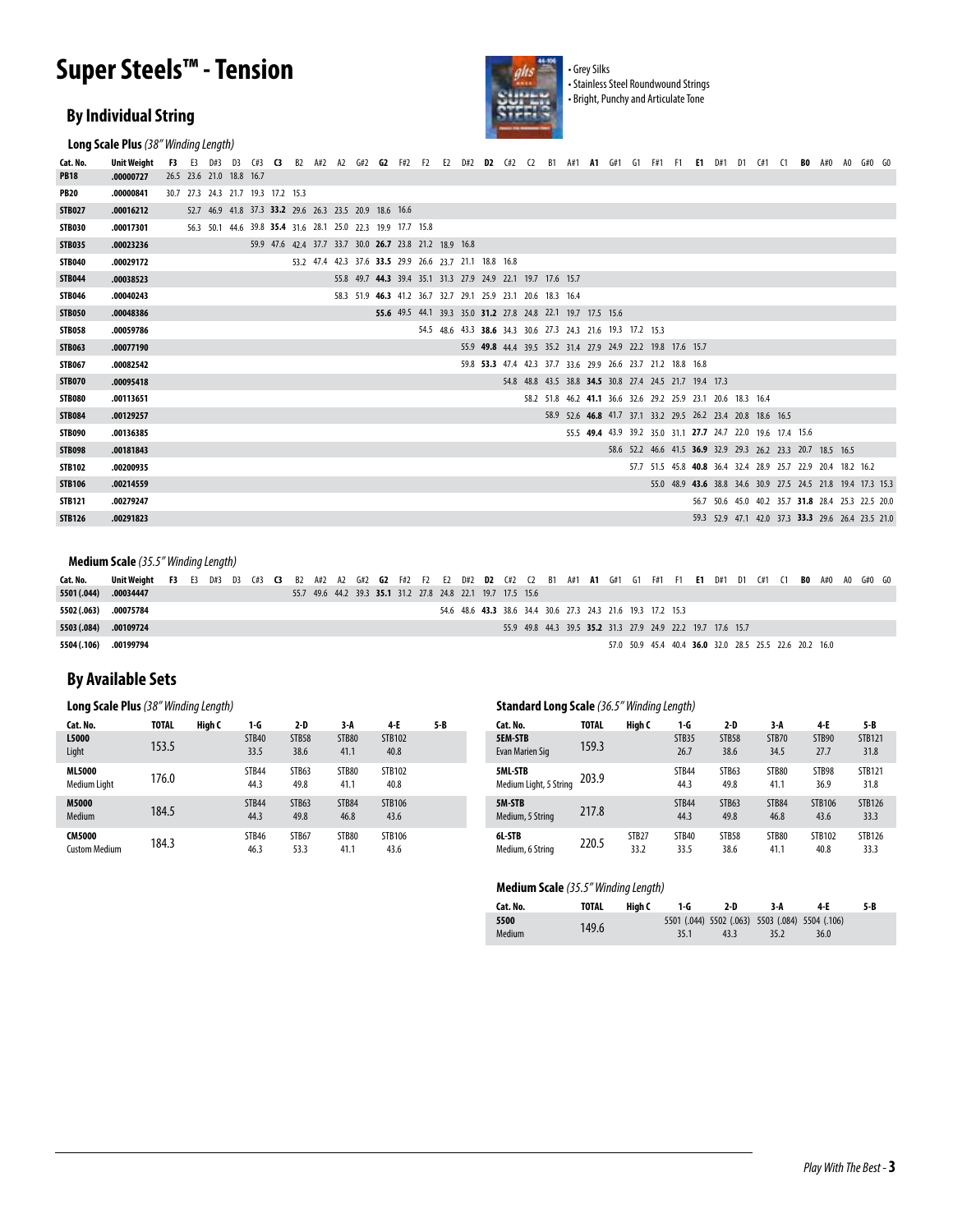# Super Steels™ - Tension

- Grey Silks
- Stainless Steel Roundwound Strings
- Bright, Punchy and Articulate Tone

## By Individual String

### Long Scale Plus *(38" Winding Length)*

| Cat. No. | Unit Weight | F3 | E3 | D#3 | D3 | C#3 | C3 | B2 | A#2 | A2 | G#2 | G2 | F#2 | F2 | E2 | D#2 | D2 | C#2 | C2 | B1 | A#1 | A1 | G#1 | G1 | F#1 | F1 | E1 | D#1 | D1 | C#1 | C1 | B0 | A#0 | A0 | G#0 | G0 |
|---|---|---|---|---|---|---|---|---|---|---|---|---|---|---|---|---|---|---|---|---|---|---|---|---|---|---|---|---|---|---|---|---|---|---|---|---|
| PB18 | .00000727 | 26.5 | 23.6 | 21.0 | 18.8 | 16.7 | | | | | | | | | | | | | | | | | | | | | | | | | | | | | | |
| PB20 | .00000841 | 30.7 | 27.3 | 24.3 | 21.7 | 19.3 | 17.2 | 15.3 | | | | | | | | | | | | | | | | | | | | | | | | | | | | |
| STB027 | .00016212 | | 52.7 | 46.9 | 41.8 | 37.3 | **33.2** | 29.6 | 26.3 | 23.5 | 20.9 | 18.6 | 16.6 | | | | | | | | | | | | | | | | | | | | | | | |
| STB030 | .00017301 | | 56.3 | 50.1 | 44.6 | 39.8 | **35.4** | 31.6 | 28.1 | 25.0 | 22.3 | 19.9 | 17.7 | 15.8 | | | | | | | | | | | | | | | | | | | | | | |
| STB035 | .00023236 | | | | | 59.9 | 47.6 | 42.4 | 37.7 | 33.7 | 30.0 | **26.7** | 23.8 | 21.2 | 18.9 | 16.8 | | | | | | | | | | | | | | | | | | | | |
| STB040 | .00029172 | | | | | | | 53.2 | 47.4 | 42.3 | 37.6 | **33.5** | 29.9 | 26.6 | 23.7 | 21.1 | 18.8 | 16.8 | | | | | | | | | | | | | | | | | | |
| STB044 | .00038523 | | | | | | | | | 55.8 | 49.7 | **44.3** | 39.4 | 35.1 | 31.3 | 27.9 | 24.9 | 22.1 | 19.7 | 17.6 | 15.7 | | | | | | | | | | | | | | | |
| STB046 | .00040243 | | | | | | | | | 58.3 | 51.9 | **46.3** | 41.2 | 36.7 | 32.7 | 29.1 | 25.9 | 23.1 | 20.6 | 18.3 | 16.4 | | | | | | | | | | | | | | | |
| STB050 | .00048386 | | | | | | | | | | | **55.6** | 49.5 | 44.1 | 39.3 | 35.0 | **31.2** | 27.8 | 24.8 | 22.1 | 19.7 | 17.5 | 15.6 | | | | | | | | | | | | | |
| STB058 | .00059786 | | | | | | | | | | | | | 54.5 | 48.6 | 43.3 | **38.6** | 34.3 | 30.6 | 27.3 | 24.3 | 21.6 | 19.3 | 17.2 | 15.3 | | | | | | | | | | | |
| STB063 | .00077190 | | | | | | | | | | | | | | | 55.9 | **49.8** | 44.4 | 39.5 | 35.2 | 31.4 | 27.9 | 24.9 | 22.2 | 19.8 | 17.6 | 15.7 | | | | | | | | | |
| STB067 | .00082542 | | | | | | | | | | | | | | | 59.8 | **53.3** | 47.4 | 42.3 | 37.7 | 33.6 | 29.9 | 26.6 | 23.7 | 21.2 | 18.8 | 16.8 | | | | | | | | | |
| STB070 | .00095418 | | | | | | | | | | | | | | | | | 54.8 | 48.8 | 43.5 | 38.8 | **34.5** | 30.8 | 27.4 | 24.5 | 21.7 | 19.4 | 17.3 | | | | | | | | |
| STB080 | .00113651 | | | | | | | | | | | | | | | | | | 58.2 | 51.8 | 46.2 | **41.1** | 36.6 | 32.6 | 29.2 | 25.9 | 23.1 | 20.6 | 18.3 | 16.4 | | | | | | |
| STB084 | .00129257 | | | | | | | | | | | | | | | | | | | 58.9 | 52.6 | **46.8** | 41.7 | 37.1 | 33.2 | 29.5 | 26.2 | 23.4 | 20.8 | 18.6 | 16.5 | | | | | |
| STB090 | .00136385 | | | | | | | | | | | | | | | | | | | | 55.5 | **49.4** | 43.9 | 39.2 | 35.0 | 31.1 | **27.7** | 24.7 | 22.0 | 19.6 | 17.4 | 15.6 | | | | |
| STB098 | .00181843 | | | | | | | | | | | | | | | | | | | | | | 58.6 | 52.2 | 46.6 | 41.5 | **36.9** | 32.9 | 29.3 | 26.2 | 23.3 | 20.7 | 18.5 | 16.5 | | |
| STB102 | .00200935 | | | | | | | | | | | | | | | | | | | | | | | 57.7 | 51.5 | 45.8 | **40.8** | 36.4 | 32.4 | 28.9 | 25.7 | 22.9 | 20.4 | 18.2 | 16.2 | |
| STB106 | .00214559 | | | | | | | | | | | | | | | | | | | | | | | | 55.0 | 48.9 | **43.6** | 38.8 | 34.6 | 30.9 | 27.5 | 24.5 | 21.8 | 19.4 | 17.3 | 15.3 |
| STB121 | .00279247 | | | | | | | | | | | | | | | | | | | | | | | | | | 56.7 | 50.6 | 45.0 | 40.2 | 35.7 | **31.8** | 28.4 | 25.3 | 22.5 | 20.0 |
| STB126 | .00291823 | | | | | | | | | | | | | | | | | | | | | | | | | | 59.3 | 52.9 | 47.1 | 42.0 | 37.3 | **33.3** | 29.6 | 26.4 | 23.5 | 21.0 |

### Medium Scale *(35.5" Winding Length)*

| Cat. No. | Unit Weight | F3 | E3 | D#3 | D3 | C#3 | C3 | B2 | A#2 | A2 | G#2 | G2 | F#2 | F2 | E2 | D#2 | D2 | C#2 | C2 | B1 | A#1 | A1 | G#1 | G1 | F#1 | F1 | E1 | D#1 | D1 | C#1 | C1 | B0 | A#0 | A0 | G#0 | G0 |
|---|---|---|---|---|---|---|---|---|---|---|---|---|---|---|---|---|---|---|---|---|---|---|---|---|---|---|---|---|---|---|---|---|---|---|---|---|
| 5501 (.044) | .00034447 | | | | | | | 55.7 | 49.6 | 44.2 | 39.3 | **35.1** | 31.2 | 27.8 | 24.8 | 22.1 | 19.7 | 17.5 | 15.6 | | | | | | | | | | | | | | | | | |
| 5502 (.063) | .00075784 | | | | | | | | | | | | | | 54.6 | 48.6 | **43.3** | 38.6 | 34.4 | 30.6 | 27.3 | 24.3 | 21.6 | 19.3 | 17.2 | 15.3 | | | | | | | | | | |
| 5503 (.084) | .00109724 | | | | | | | | | | | | | | | | | 55.9 | 49.8 | 44.3 | 39.5 | **35.2** | 31.3 | 27.9 | 24.9 | 22.2 | 19.7 | 17.6 | 15.7 | | | | | | | |
| 5504 (.106) | .00199794 | | | | | | | | | | | | | | | | | | | | | | 57.0 | 50.9 | 45.4 | 40.4 | **36.0** | 32.0 | 28.5 | 25.5 | 22.6 | 20.2 | 16.0 | | | |

## By Available Sets

### Long Scale Plus *(38" Winding Length)*

| Cat. No. | TOTAL | High C | 1-G | 2-D | 3-A | 4-E | 5-B |
|---|---|---|---|---|---|---|---|
| **L5000** Light | 153.5 | | STB40 33.5 | STB58 38.6 | STB80 41.1 | STB102 40.8 | |
| **ML5000** Medium Light | 176.0 | | STB44 44.3 | STB63 49.8 | STB80 41.1 | STB102 40.8 | |
| **M5000** Medium | 184.5 | | STB44 44.3 | STB63 49.8 | STB84 46.8 | STB106 43.6 | |
| **CM5000** Custom Medium | 184.3 | | STB46 46.3 | STB67 53.3 | STB80 41.1 | STB106 43.6 | |

### Standard Long Scale *(36.5" Winding Length)*

| Cat. No. | TOTAL | High C | 1-G | 2-D | 3-A | 4-E | 5-B |
|---|---|---|---|---|---|---|---|
| **5EM-STB** Evan Marien Sig | 159.3 | | STB35 26.7 | STB58 38.6 | STB70 34.5 | STB90 27.7 | STB121 31.8 |
| **5ML-STB** Medium Light, 5 String | 203.9 | | STB44 44.3 | STB63 49.8 | STB80 41.1 | STB98 36.9 | STB121 31.8 |
| **5M-STB** Medium, 5 String | 217.8 | | STB44 44.3 | STB63 49.8 | STB84 46.8 | STB106 43.6 | STB126 33.3 |
| **6L-STB** Medium, 6 String | 220.5 | STB27 33.2 | STB40 33.5 | STB58 38.6 | STB80 41.1 | STB102 40.8 | STB126 33.3 |

### Medium Scale *(35.5" Winding Length)*

| Cat. No. | TOTAL | High C | 1-G | 2-D | 3-A | 4-E | 5-B |
|---|---|---|---|---|---|---|---|
| **5500** Medium | 149.6 | | 5501 (.044) 35.1 | 5502 (.063) 43.3 | 5503 (.084) 35.2 | 5504 (.106) 36.0 | |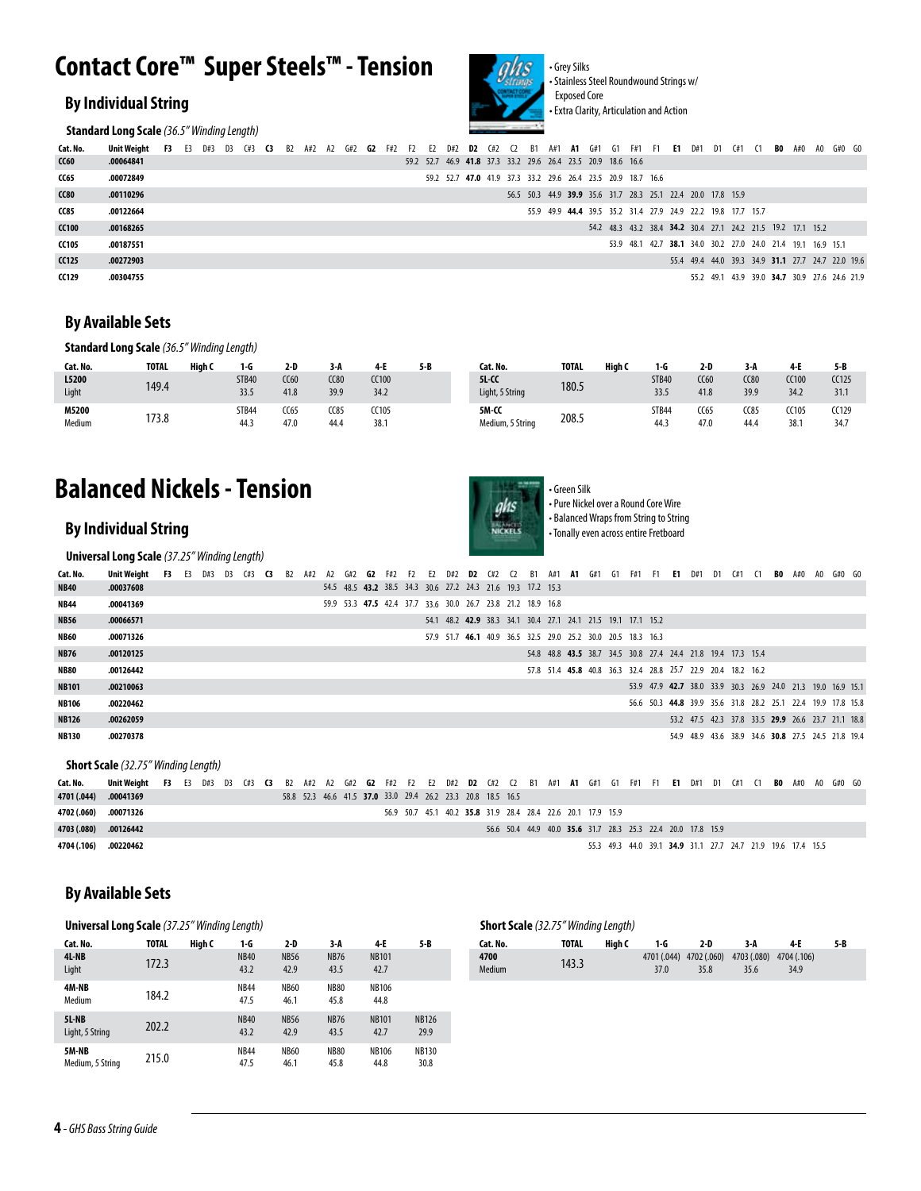# Contact Core™ Super Steels™ - Tension

- Grey Silks
- Stainless Steel Roundwound Strings w/ Exposed Core
- Extra Clarity, Articulation and Action

## By Individual String

### Standard Long Scale *(36.5" Winding Length)*

| Cat. No. | Unit Weight | F3 | E3 | D#3 | D3 | C#3 | C3 | B2 | A#2 | A2 | G#2 | G2 | F#2 | F2 | E2 | D#2 | D2 | C#2 | C2 | B1 | A#1 | A1 | G#1 | G1 | F#1 | F1 | E1 | D#1 | D1 | C#1 | C1 | B0 | A#0 | A0 | G#0 | G0 |
|---|---|---|---|---|---|---|---|---|---|---|---|---|---|---|---|---|---|---|---|---|---|---|---|---|---|---|---|---|---|---|---|---|---|---|---|---|
| CC60 | .00064841 | | | | | | | | | | | | | 59.2 | 52.7 | 46.9 | **41.8** | 37.3 | 33.2 | 29.6 | 26.4 | 23.5 | 20.9 | 18.6 | 16.6 | | | | | | | | | | | |
| CC65 | .00072849 | | | | | | | | | | | | | | 59.2 | 52.7 | **47.0** | 41.9 | 37.3 | 33.2 | 29.6 | 26.4 | 23.5 | 20.9 | 18.7 | 16.6 | | | | | | | | | | |
| CC80 | .00110296 | | | | | | | | | | | | | | | | | | 56.5 | 50.3 | 44.9 | **39.9** | 35.6 | 31.7 | 28.3 | 25.1 | 22.4 | 20.0 | 17.8 | 15.9 | | | | | | |
| CC85 | .00122664 | | | | | | | | | | | | | | | | | | | 55.9 | 49.9 | **44.4** | 39.5 | 35.2 | 31.4 | 27.9 | 24.9 | 22.2 | 19.8 | 17.7 | 15.7 | | | | | |
| CC100 | .00168265 | | | | | | | | | | | | | | | | | | | | | | 54.2 | 48.3 | 43.2 | 38.4 | **34.2** | 30.4 | 27.1 | 24.2 | 21.5 | 19.2 | 17.1 | 15.2 | | |
| CC105 | .00187551 | | | | | | | | | | | | | | | | | | | | | | | 53.9 | 48.1 | 42.7 | **38.1** | 34.0 | 30.2 | 27.0 | 24.0 | 21.4 | 19.1 | 16.9 | 15.1 | |
| CC125 | .00272903 | | | | | | | | | | | | | | | | | | | | | | | | | | 55.4 | 49.4 | 44.0 | 39.3 | 34.9 | **31.1** | 27.7 | 24.7 | 22.0 | 19.6 |
| CC129 | .00304755 | | | | | | | | | | | | | | | | | | | | | | | | | | | 55.2 | 49.1 | 43.9 | 39.0 | **34.7** | 30.9 | 27.6 | 24.6 | 21.9 |

## By Available Sets

### Standard Long Scale *(36.5" Winding Length)*

| Cat. No. | TOTAL | High C | 1-G | 2-D | 3-A | 4-E | 5-B |
|---|---|---|---|---|---|---|---|
| **L5200** Light | 149.4 | | STB40 33.5 | CC60 41.8 | CC80 39.9 | CC100 34.2 | |
| **M5200** Medium | 173.8 | | STB44 44.3 | CC65 47.0 | CC85 44.4 | CC105 38.1 | |

| Cat. No. | TOTAL | High C | 1-G | 2-D | 3-A | 4-E | 5-B |
|---|---|---|---|---|---|---|---|
| **5L-CC** Light, 5 String | 180.5 | | STB40 33.5 | CC60 41.8 | CC80 39.9 | CC100 34.2 | CC125 31.1 |
| **5M-CC** Medium, 5 String | 208.5 | | STB44 44.3 | CC65 47.0 | CC85 44.4 | CC105 38.1 | CC129 34.7 |

# Balanced Nickels - Tension

- Green Silk
- Pure Nickel over a Round Core Wire
- Balanced Wraps from String to String
- Tonally even across entire Fretboard

## By Individual String

### Universal Long Scale *(37.25" Winding Length)*

| Cat. No. | Unit Weight | F3 | E3 | D#3 | D3 | C#3 | C3 | B2 | A#2 | A2 | G#2 | G2 | F#2 | F2 | E2 | D#2 | D2 | C#2 | C2 | B1 | A#1 | A1 | G#1 | G1 | F#1 | F1 | E1 | D#1 | D1 | C#1 | C1 | B0 | A#0 | A0 | G#0 | G0 |
|---|---|---|---|---|---|---|---|---|---|---|---|---|---|---|---|---|---|---|---|---|---|---|---|---|---|---|---|---|---|---|---|---|---|---|---|---|
| NB40 | .00037608 | | | | | | | | | 54.5 | 48.5 | **43.2** | 38.5 | 34.3 | 30.6 | 27.2 | 24.3 | 21.6 | 19.3 | 17.2 | 15.3 | | | | | | | | | | | | | | | |
| NB44 | .00041369 | | | | | | | | | 59.9 | 53.3 | **47.5** | 42.4 | 37.7 | 33.6 | 30.0 | 26.7 | 23.8 | 21.2 | 18.9 | 16.8 | | | | | | | | | | | | | | | |
| NB56 | .00066571 | | | | | | | | | | | | | | 54.1 | 48.2 | **42.9** | 38.3 | 34.1 | 30.4 | 27.1 | 24.1 | 21.5 | 19.1 | 17.1 | 15.2 | | | | | | | | | | |
| NB60 | .00071326 | | | | | | | | | | | | | | 57.9 | 51.7 | **46.1** | 40.9 | 36.5 | 32.5 | 29.0 | 25.2 | 30.0 | 20.5 | 18.3 | 16.3 | | | | | | | | | | |
| NB76 | .00120125 | | | | | | | | | | | | | | | | | | | 54.8 | 48.8 | **43.5** | 38.7 | 34.5 | 30.8 | 27.4 | 24.4 | 21.8 | 19.4 | 17.3 | 15.4 | | | | | |
| NB80 | .00126442 | | | | | | | | | | | | | | | | | | | 57.8 | 51.4 | **45.8** | 40.8 | 36.3 | 32.4 | 28.8 | 25.7 | 22.9 | 20.4 | 18.2 | 16.2 | | | | | |
| NB101 | .00210063 | | | | | | | | | | | | | | | | | | | | | | | | 53.9 | 47.9 | **42.7** | 38.0 | 33.9 | 30.3 | 26.9 | 24.0 | 21.3 | 19.0 | 16.9 | 15.1 |
| NB106 | .00220462 | | | | | | | | | | | | | | | | | | | | | | | | 56.6 | 50.3 | **44.8** | 39.9 | 35.6 | 31.8 | 28.2 | 25.1 | 22.4 | 19.9 | 17.8 | 15.8 |
| NB126 | .00262059 | | | | | | | | | | | | | | | | | | | | | | | | | | 53.2 | 47.5 | 42.3 | 37.8 | 33.5 | **29.9** | 26.6 | 23.7 | 21.1 | 18.8 |
| NB130 | .00270378 | | | | | | | | | | | | | | | | | | | | | | | | | | 54.9 | 48.9 | 43.6 | 38.9 | 34.6 | **30.8** | 27.5 | 24.5 | 21.8 | 19.4 |

### Short Scale *(32.75" Winding Length)*

| Cat. No. | Unit Weight | F3 | E3 | D#3 | D3 | C#3 | C3 | B2 | A#2 | A2 | G#2 | G2 | F#2 | F2 | E2 | D#2 | D2 | C#2 | C2 | B1 | A#1 | A1 | G#1 | G1 | F#1 | F1 | E1 | D#1 | D1 | C#1 | C1 | B0 | A#0 | A0 | G#0 | G0 |
|---|---|---|---|---|---|---|---|---|---|---|---|---|---|---|---|---|---|---|---|---|---|---|---|---|---|---|---|---|---|---|---|---|---|---|---|---|
| 4701 (.044) | .00041369 | | | | | | | 58.8 | 52.3 | 46.6 | 41.5 | **37.0** | 33.0 | 29.4 | 26.2 | 23.3 | 20.8 | 18.5 | 16.5 | | | | | | | | | | | | | | | | | |
| 4702 (.060) | .00071326 | | | | | | | | | | | | 56.9 | 50.7 | 45.1 | 40.2 | **35.8** | 31.9 | 28.4 | 28.4 | 22.6 | 20.1 | 17.9 | 15.9 | | | | | | | | | | | | |
| 4703 (.080) | .00126442 | | | | | | | | | | | | | | | | | 56.6 | 50.4 | 44.9 | 40.0 | **35.6** | 31.7 | 28.3 | 25.3 | 22.4 | 20.0 | 17.8 | 15.9 | | | | | | | |
| 4704 (.106) | .00220462 | | | | | | | | | | | | | | | | | | | | | | 55.3 | 49.3 | 44.0 | 39.1 | **34.9** | 31.1 | 27.7 | 24.7 | 21.9 | 19.6 | 17.4 | 15.5 | | |

## By Available Sets

### Universal Long Scale *(37.25" Winding Length)*

| Cat. No. | TOTAL | High C | 1-G | 2-D | 3-A | 4-E | 5-B |
|---|---|---|---|---|---|---|---|
| **4L-NB** Light | 172.3 | | NB40 43.2 | NB56 42.9 | NB76 43.5 | NB101 42.7 | |
| **4M-NB** Medium | 184.2 | | NB44 47.5 | NB60 46.1 | NB80 45.8 | NB106 44.8 | |
| **5L-NB** Light, 5 String | 202.2 | | NB40 43.2 | NB56 42.9 | NB76 43.5 | NB101 42.7 | NB126 29.9 |
| **5M-NB** Medium, 5 String | 215.0 | | NB44 47.5 | NB60 46.1 | NB80 45.8 | NB106 44.8 | NB130 30.8 |

### Short Scale *(32.75" Winding Length)*

| Cat. No. | TOTAL | High C | 1-G | 2-D | 3-A | 4-E | 5-B |
|---|---|---|---|---|---|---|---|
| **4700** Medium | 143.3 | | 4701 (.044) 37.0 | 4702 (.060) 35.8 | 4703 (.080) 35.6 | 4704 (.106) 34.9 | |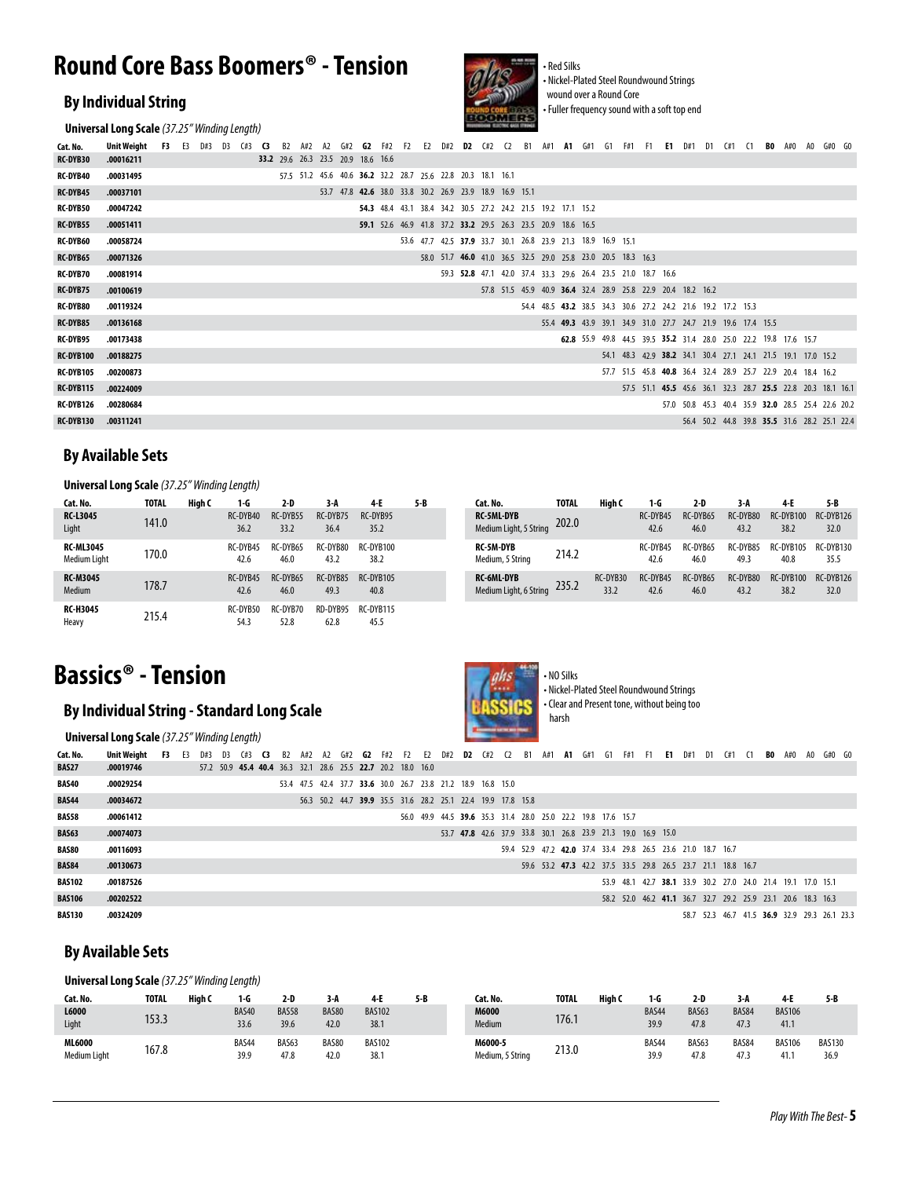# Round Core Bass Boomers® - Tension

- Red Silks
- Nickel-Plated Steel Roundwound Strings wound over a Round Core
- Fuller frequency sound with a soft top end

## By Individual String

**Universal Long Scale** *(37.25" Winding Length)*

| Cat. No. | Unit Weight | F3 | E3 | D#3 | D3 | C#3 | **C3** | B2 | A#2 | A2 | G#2 | **G2** | F#2 | F2 | E2 | D#2 | **D2** | C#2 | C2 | B1 | A#1 | **A1** | G#1 | G1 | F#1 | F1 | **E1** | D#1 | D1 | C#1 | C1 | **B0** | A#0 | A0 | G#0 | G0 |
|---|---|---|---|---|---|---|---|---|---|---|---|---|---|---|---|---|---|---|---|---|---|---|---|---|---|---|---|---|---|---|---|---|---|---|---|---|
| RC-DYB30 | .00016211 | | | | | | **33.2** | 29.6 | 26.3 | 23.5 | 20.9 | 18.6 | 16.6 | | | | | | | | | | | | | | | | | | | | | | | |
| RC-DYB40 | .00031495 | | | | | | | 57.5 | 51.2 | 45.6 | 40.6 | **36.2** | 32.2 | 28.7 | 25.6 | 22.8 | 20.3 | 18.1 | 16.1 | | | | | | | | | | | | | | | | | |
| RC-DYB45 | .00037101 | | | | | | | | | 53.7 | 47.8 | **42.6** | 38.0 | 33.8 | 30.2 | 26.9 | 23.9 | 18.9 | 16.9 | 15.1 | | | | | | | | | | | | | | | | |
| RC-DYB50 | .00047242 | | | | | | | | | | | **54.3** | 48.4 | 43.1 | 38.4 | 34.2 | 30.5 | 27.2 | 24.2 | 21.5 | 19.2 | 17.1 | 15.2 | | | | | | | | | | | | | |
| RC-DYB55 | .00051411 | | | | | | | | | | | **59.1** | 52.6 | 46.9 | 41.8 | 37.2 | **33.2** | 29.5 | 26.3 | 23.5 | 20.9 | 18.6 | 16.5 | | | | | | | | | | | | | |
| RC-DYB60 | .00058724 | | | | | | | | | | | | | 53.6 | 47.7 | 42.5 | **37.9** | 33.7 | 30.1 | 26.8 | 23.9 | 21.3 | 18.9 | 16.9 | 15.1 | | | | | | | | | | | |
| RC-DYB65 | .00071326 | | | | | | | | | | | | | | 58.0 | 51.7 | **46.0** | 41.0 | 36.5 | 32.5 | 29.0 | 25.8 | 23.0 | 20.5 | 18.3 | 16.3 | | | | | | | | | | |
| RC-DYB70 | .00081914 | | | | | | | | | | | | | | | 59.3 | **52.8** | 47.1 | 42.0 | 37.4 | 33.3 | 29.6 | 26.4 | 23.5 | 21.0 | 18.7 | 16.6 | | | | | | | | | |
| RC-DYB75 | .00100619 | | | | | | | | | | | | | | | | | 57.8 | 51.5 | 45.9 | 40.9 | **36.4** | 32.4 | 28.9 | 25.8 | 22.9 | 20.4 | 18.2 | 16.2 | | | | | | | |
| RC-DYB80 | .00119324 | | | | | | | | | | | | | | | | | | | 54.4 | 48.5 | **43.2** | 38.5 | 34.3 | 30.6 | 27.2 | 24.2 | 21.6 | 19.2 | 17.2 | 15.3 | | | | | |
| RC-DYB85 | .00136168 | | | | | | | | | | | | | | | | | | | | 55.4 | **49.3** | 43.9 | 39.1 | 34.9 | 31.0 | 27.7 | 24.7 | 21.9 | 19.6 | 17.4 | 15.5 | | | | |
| RC-DYB95 | .00173438 | | | | | | | | | | | | | | | | | | | | | **62.8** | 55.9 | 49.8 | 44.5 | 39.5 | **35.2** | 31.4 | 28.0 | 25.0 | 22.2 | 19.8 | 17.6 | 15.7 | | |
| RC-DYB100 | .00188275 | | | | | | | | | | | | | | | | | | | | | | | 54.1 | 48.3 | 42.9 | **38.2** | 34.1 | 30.4 | 27.1 | 24.1 | 21.5 | 19.1 | 17.0 | 15.2 | |
| RC-DYB105 | .00200873 | | | | | | | | | | | | | | | | | | | | | | | 57.7 | 51.5 | 45.8 | **40.8** | 36.4 | 32.4 | 28.9 | 25.7 | 22.9 | 20.4 | 18.4 | 16.2 | |
| RC-DYB115 | .00224009 | | | | | | | | | | | | | | | | | | | | | | | | 57.5 | 51.1 | **45.5** | 45.6 | 36.1 | 32.3 | 28.7 | **25.5** | 22.8 | 20.3 | 18.1 | 16.1 |
| RC-DYB126 | .00280684 | | | | | | | | | | | | | | | | | | | | | | | | | | 57.0 | 50.8 | 45.3 | 40.4 | 35.9 | **32.0** | 28.5 | 25.4 | 22.6 | 20.2 |
| RC-DYB130 | .00311241 | | | | | | | | | | | | | | | | | | | | | | | | | | | 56.4 | 50.2 | 44.8 | 39.8 | **35.5** | 31.6 | 28.2 | 25.1 | 22.4 |

## By Available Sets

**Universal Long Scale** *(37.25" Winding Length)*

| Cat. No. | TOTAL | High C | 1-G | 2-D | 3-A | 4-E | 5-B |
|---|---|---|---|---|---|---|---|
| **RC-L3045** Light | 141.0 | | RC-DYB40 36.2 | RC-DYB55 33.2 | RC-DYB75 36.4 | RC-DYB95 35.2 | |
| **RC-ML3045** Medium Light | 170.0 | | RC-DYB45 42.6 | RC-DYB65 46.0 | RC-DYB80 43.2 | RC-DYB100 38.2 | |
| **RC-M3045** Medium | 178.7 | | RC-DYB45 42.6 | RC-DYB65 46.0 | RC-DYB85 49.3 | RC-DYB105 40.8 | |
| **RC-H3045** Heavy | 215.4 | | RC-DYB50 54.3 | RC-DYB70 52.8 | RD-DYB95 62.8 | RC-DYB115 45.5 | |

| Cat. No. | TOTAL | High C | 1-G | 2-D | 3-A | 4-E | 5-B |
|---|---|---|---|---|---|---|---|
| **RC-5ML-DYB** Medium Light, 5 String | 202.0 | | RC-DYB45 42.6 | RC-DYB65 46.0 | RC-DYB80 43.2 | RC-DYB100 38.2 | RC-DYB126 32.0 |
| **RC-5M-DYB** Medium, 5 String | 214.2 | | RC-DYB45 42.6 | RC-DYB65 46.0 | RC-DYB85 49.3 | RC-DYB105 40.8 | RC-DYB130 35.5 |
| **RC-6ML-DYB** Medium Light, 6 String | 235.2 | RC-DYB30 33.2 | RC-DYB45 42.6 | RC-DYB65 46.0 | RC-DYB80 43.2 | RC-DYB100 38.2 | RC-DYB126 32.0 |

# Bassics® - Tension

- NO Silks
- Nickel-Plated Steel Roundwound Strings
- Clear and Present tone, without being too harsh

## By Individual String - Standard Long Scale

**Universal Long Scale** *(37.25" Winding Length)*

| Cat. No. | Unit Weight | F3 | E3 | D#3 | D3 | C#3 | **C3** | B2 | A#2 | A2 | G#2 | **G2** | F#2 | F2 | E2 | D#2 | **D2** | C#2 | C2 | B1 | A#1 | **A1** | G#1 | G1 | F#1 | F1 | **E1** | D#1 | D1 | C#1 | C1 | **B0** | A#0 | A0 | G#0 | G0 |
|---|---|---|---|---|---|---|---|---|---|---|---|---|---|---|---|---|---|---|---|---|---|---|---|---|---|---|---|---|---|---|---|---|---|---|---|---|
| BAS27 | .00019746 | | | 57.2 | 50.9 | **45.4** | **40.4** | 36.3 | 32.1 | 28.6 | 25.5 | **22.7** | 20.2 | 18.0 | 16.0 | | | | | | | | | | | | | | | | | | | | | |
| BAS40 | .00029254 | | | | | | | 53.4 | 47.5 | 42.4 | 37.7 | **33.6** | 30.0 | 26.7 | 23.8 | 21.2 | 18.9 | 16.8 | 15.0 | | | | | | | | | | | | | | | | | |
| BAS44 | .00034672 | | | | | | | 56.3 | 50.2 | 44.7 | 39.9 | 35.5 | 31.6 | 28.2 | 25.1 | 22.4 | 19.9 | 17.8 | 15.8 | | | | | | | | | | | | | | | | | |
| BAS58 | .00061412 | | | | | | | | | | | | | 56.0 | 49.9 | 44.5 | **39.6** | 35.3 | 31.4 | 28.0 | 25.0 | 22.2 | 19.8 | 17.6 | 15.7 | | | | | | | | | | | |
| BAS63 | .00074073 | | | | | | | | | | | | | | | 53.7 | **47.8** | 42.6 | 37.9 | 33.8 | 30.1 | 26.8 | 23.9 | 21.3 | 19.0 | 16.9 | 15.0 | | | | | | | | | |
| BAS80 | .00116093 | | | | | | | | | | | | | | | | | | 59.4 | 52.9 | 47.2 | **42.0** | 37.4 | 33.4 | 29.8 | 26.5 | 23.6 | 21.0 | 18.7 | 16.7 | | | | | | |
| BAS84 | .00130673 | | | | | | | | | | | | | | | | | | | 59.6 | 53.2 | **47.3** | 42.2 | 37.5 | 33.5 | 29.8 | 26.5 | 23.7 | 21.1 | 18.8 | 16.7 | | | | | |
| BAS102 | .00187526 | | | | | | | | | | | | | | | | | | | | | | | 53.9 | 48.1 | 42.7 | **38.1** | 33.9 | 30.2 | 27.0 | 24.0 | 21.4 | 19.1 | 17.0 | 15.1 | |
| BAS106 | .00202522 | | | | | | | | | | | | | | | | | | | | | | | 58.2 | 52.0 | 46.2 | **41.1** | 36.7 | 32.7 | 29.2 | 25.9 | 23.1 | 20.6 | 18.3 | 16.3 | |
| BAS130 | .00324209 | | | | | | | | | | | | | | | | | | | | | | | | | | | 58.7 | 52.3 | 46.7 | 41.5 | **36.9** | 32.9 | 29.3 | 26.1 | 23.3 |

## By Available Sets

**Universal Long Scale** *(37.25" Winding Length)*

| Cat. No. | TOTAL | High C | 1-G | 2-D | 3-A | 4-E | 5-B |
|---|---|---|---|---|---|---|---|
| **L6000** Light | 153.3 | | BAS40 33.6 | BAS58 39.6 | BAS80 42.0 | BAS102 38.1 | |
| **ML6000** Medium Light | 167.8 | | BAS44 39.9 | BAS63 47.8 | BAS80 42.0 | BAS102 38.1 | |

| Cat. No. | TOTAL | High C | 1-G | 2-D | 3-A | 4-E | 5-B |
|---|---|---|---|---|---|---|---|
| **M6000** Medium | 176.1 | | BAS44 39.9 | BAS63 47.8 | BAS84 47.3 | BAS106 41.1 | |
| **M6000-5** Medium, 5 String | 213.0 | | BAS44 39.9 | BAS63 47.8 | BAS84 47.3 | BAS106 41.1 | BAS130 36.9 |

*Play With The Best*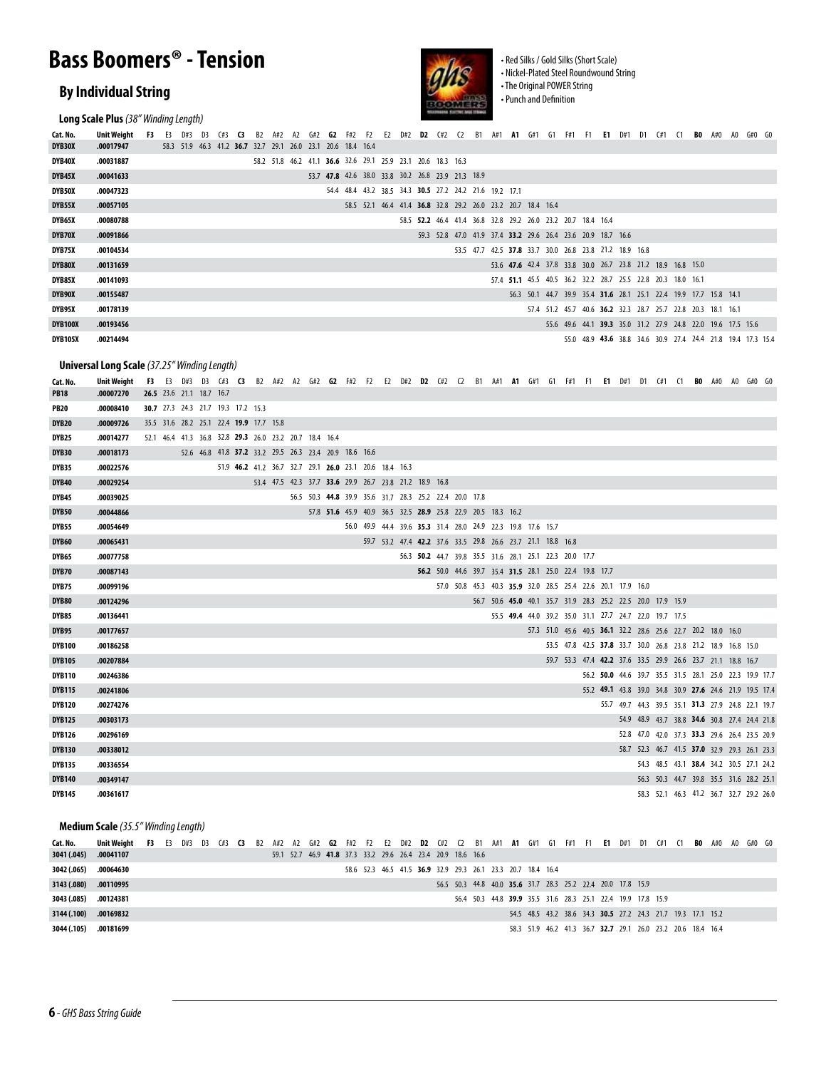# Bass Boomers® - Tension

## By Individual String

- Red Silks / Gold Silks (Short Scale)
- Nickel-Plated Steel Roundwound String
- The Original POWER String
- Punch and Definition

### Long Scale Plus *(38" Winding Length)*

| Cat. No. | Unit Weight | F3 | E3 | D#3 | D3 | C#3 | **C3** | B2 | A#2 | A2 | G#2 | **G2** | F#2 | F2 | E2 | D#2 | **D2** | C#2 | C2 | B1 | A#1 | **A1** | G#1 | G1 | F#1 | F1 | **E1** | D#1 | D1 | C#1 | C1 | **B0** | A#0 | A0 | G#0 | G0 |
|---|---|---|---|---|---|---|---|---|---|---|---|---|---|---|---|---|---|---|---|---|---|---|---|---|---|---|---|---|---|---|---|---|---|---|---|---|
| DYB30X | .00017947 | | 58.3 | 51.9 | 46.3 | 41.2 | **36.7** | 32.7 | 29.1 | 26.0 | 23.1 | 20.6 | 18.4 | 16.4 | | | | | | | | | | | | | | | | | | | | | | |
| DYB40X | .00031887 | | | | | | | 58.2 | 51.8 | 46.2 | 41.1 | **36.6** | 32.6 | 29.1 | 25.9 | 23.1 | 20.6 | 18.3 | 16.3 | | | | | | | | | | | | | | | | | |
| DYB45X | .00041633 | | | | | | | | | | 53.7 | **47.8** | 42.6 | 38.0 | 33.8 | 30.2 | 26.8 | 23.9 | 21.3 | 18.9 | | | | | | | | | | | | | | | | |
| DYB50X | .00047323 | | | | | | | | | | | 54.4 | 48.4 | 43.2 | 38.5 | 34.3 | **30.5** | 27.2 | 24.2 | 21.6 | 19.2 | 17.1 | | | | | | | | | | | | | | |
| DYB55X | .00057105 | | | | | | | | | | | | 58.5 | 52.1 | 46.4 | 41.4 | **36.8** | 32.8 | 29.2 | 26.0 | 23.2 | 20.7 | 18.4 | 16.4 | | | | | | | | | | | | |
| DYB65X | .00080788 | | | | | | | | | | | | | | | 58.5 | **52.2** | 46.4 | 41.4 | 36.8 | 32.8 | 29.2 | 26.0 | 23.2 | 20.7 | 18.4 | 16.4 | | | | | | | | | |
| DYB70X | .00091866 | | | | | | | | | | | | | | | | 59.3 | 52.8 | 47.0 | 41.9 | 37.4 | **33.2** | 29.6 | 26.4 | 23.6 | 20.9 | 18.7 | 16.6 | | | | | | | | |
| DYB75X | .00104534 | | | | | | | | | | | | | | | | | | 53.5 | 47.7 | 42.5 | **37.8** | 33.7 | 30.0 | 26.8 | 23.8 | 21.2 | 18.9 | 16.8 | | | | | | | |
| DYB80X | .00131659 | | | | | | | | | | | | | | | | | | | | 53.6 | **47.6** | 42.4 | 37.8 | 33.8 | 30.0 | 26.7 | 23.8 | 21.2 | 18.9 | 16.8 | 15.0 | | | | |
| DYB85X | .00141093 | | | | | | | | | | | | | | | | | | | | 57.4 | **51.1** | 45.5 | 40.5 | 36.2 | 32.2 | 28.7 | 25.5 | 22.8 | 20.3 | 18.0 | 16.1 | | | | |
| DYB90X | .00155487 | | | | | | | | | | | | | | | | | | | | | 56.3 | 50.1 | 44.7 | 39.9 | 35.4 | **31.6** | 28.1 | 25.1 | 22.4 | 19.9 | 17.7 | 15.8 | 14.1 | | |
| DYB95X | .00178139 | | | | | | | | | | | | | | | | | | | | | | 57.4 | 51.2 | 45.7 | 40.6 | **36.2** | 32.3 | 28.7 | 25.7 | 22.8 | 20.3 | 18.1 | 16.1 | | |
| DYB100X | .00193456 | | | | | | | | | | | | | | | | | | | | | | | 55.6 | 49.6 | 44.1 | **39.3** | 35.0 | 31.2 | 27.9 | 24.8 | 22.0 | 19.6 | 17.5 | 15.6 | |
| DYB105X | .00214494 | | | | | | | | | | | | | | | | | | | | | | | | 55.0 | 48.9 | **43.6** | 38.8 | 34.6 | 30.9 | 27.4 | 24.4 | 21.8 | 19.4 | 17.3 | 15.4 |

### Universal Long Scale *(37.25" Winding Length)*

| Cat. No. | Unit Weight | **F3** | E3 | D#3 | D3 | C#3 | **C3** | B2 | A#2 | A2 | G#2 | **G2** | F#2 | F2 | E2 | D#2 | **D2** | C#2 | C2 | B1 | A#1 | **A1** | G#1 | G1 | F#1 | F1 | **E1** | D#1 | D1 | C#1 | C1 | **B0** | A#0 | A0 | G#0 | G0 |
|---|---|---|---|---|---|---|---|---|---|---|---|---|---|---|---|---|---|---|---|---|---|---|---|---|---|---|---|---|---|---|---|---|---|---|---|---|
| PB18 | .00007270 | **26.5** | 23.6 | 21.1 | 18.7 | 16.7 | | | | | | | | | | | | | | | | | | | | | | | | | | | | | | |
| PB20 | .00008410 | **30.7** | 27.3 | 24.3 | 21.7 | 19.3 | 17.2 | 15.3 | | | | | | | | | | | | | | | | | | | | | | | | | | | | |
| DYB20 | .00009726 | 35.5 | 31.6 | 28.2 | 25.1 | 22.4 | **19.9** | 17.7 | 15.8 | | | | | | | | | | | | | | | | | | | | | | | | | | | |
| DYB25 | .00014277 | 52.1 | 46.4 | 41.3 | 36.8 | 32.8 | **29.3** | 26.0 | 23.2 | 20.7 | 18.4 | 16.4 | | | | | | | | | | | | | | | | | | | | | | | | |
| DYB30 | .00018173 | | | 52.6 | 46.8 | 41.8 | **37.2** | 33.2 | 29.5 | 26.3 | 23.4 | 20.9 | 18.6 | 16.6 | | | | | | | | | | | | | | | | | | | | | | |
| DYB35 | .00022576 | | | | | 51.9 | **46.2** | 41.2 | 36.7 | 32.7 | 29.1 | **26.0** | 23.1 | 20.6 | 18.4 | 16.3 | | | | | | | | | | | | | | | | | | | | |
| DYB40 | .00029254 | | | | | | | 53.4 | 47.5 | 42.3 | 37.7 | **33.6** | 29.9 | 26.7 | 23.8 | 21.2 | 18.9 | 16.8 | | | | | | | | | | | | | | | | | | |
| DYB45 | .00039025 | | | | | | | | | 56.5 | 50.3 | **44.8** | 39.9 | 35.6 | 31.7 | 28.3 | 25.2 | 22.4 | 20.0 | 17.8 | | | | | | | | | | | | | | | | |
| DYB50 | .00044866 | | | | | | | | | | 57.8 | **51.6** | 45.9 | 40.9 | 36.5 | 32.5 | **28.9** | 25.8 | 22.9 | 20.5 | 18.3 | 16.2 | | | | | | | | | | | | | | |
| DYB55 | .00054649 | | | | | | | | | | | | 56.0 | 49.9 | 44.4 | 39.6 | **35.3** | 31.4 | 28.0 | 24.9 | 22.3 | 19.8 | 17.6 | 15.7 | | | | | | | | | | | | |
| DYB60 | .00065431 | | | | | | | | | | | | | 59.7 | 53.2 | 47.4 | **42.2** | 37.6 | 33.5 | 29.8 | 26.6 | 23.7 | 21.1 | 18.8 | 16.8 | | | | | | | | | | | |
| DYB65 | .00077758 | | | | | | | | | | | | | | | 56.3 | **50.2** | 44.7 | 39.8 | 35.5 | 31.6 | 28.1 | 25.1 | 22.3 | 20.0 | 17.7 | | | | | | | | | | |
| DYB70 | .00087143 | | | | | | | | | | | | | | | | **56.2** | 50.0 | 44.6 | 39.7 | 35.4 | **31.5** | 28.1 | 25.0 | 22.4 | 19.8 | 17.7 | | | | | | | | | |
| DYB75 | .00099196 | | | | | | | | | | | | | | | | | 57.0 | 50.8 | 45.3 | 40.3 | **35.9** | 32.0 | 28.5 | 25.4 | 22.6 | 20.1 | 17.9 | 16.0 | | | | | | | |
| DYB80 | .00124296 | | | | | | | | | | | | | | | | | | | 56.7 | 50.6 | **45.0** | 40.1 | 35.7 | 31.9 | 28.3 | 25.2 | 22.5 | 20.0 | 17.9 | 15.9 | | | | | |
| DYB85 | .00136441 | | | | | | | | | | | | | | | | | | | | 55.5 | **49.4** | 44.0 | 39.2 | 35.0 | 31.1 | 27.7 | 24.7 | 22.0 | 19.7 | 17.5 | | | | | |
| DYB95 | .00177657 | | | | | | | | | | | | | | | | | | | | | | 57.3 | 51.0 | 45.6 | 40.5 | **36.1** | 32.2 | 28.6 | 25.6 | 22.7 | 20.2 | 18.0 | 16.0 | | |
| DYB100 | .00186258 | | | | | | | | | | | | | | | | | | | | | | | 53.5 | 47.8 | 42.5 | **37.8** | 33.7 | 30.0 | 26.8 | 23.8 | 21.2 | 18.9 | 16.8 | 15.0 | |
| DYB105 | .00207884 | | | | | | | | | | | | | | | | | | | | | | | 59.7 | 53.3 | 47.4 | **42.2** | 37.6 | 33.5 | 29.9 | 26.6 | 23.7 | 21.1 | 18.8 | 16.7 | |
| DYB110 | .00246386 | | | | | | | | | | | | | | | | | | | | | | | | | 56.2 | **50.0** | 44.6 | 39.7 | 35.5 | 31.5 | 28.1 | 25.0 | 22.3 | 19.9 | 17.7 |
| DYB115 | .00241806 | | | | | | | | | | | | | | | | | | | | | | | | | 55.2 | **49.1** | 43.8 | 39.0 | 34.8 | 30.9 | **27.6** | 24.6 | 21.9 | 19.5 | 17.4 |
| DYB120 | .00274276 | | | | | | | | | | | | | | | | | | | | | | | | | | 55.7 | 49.7 | 44.3 | 39.5 | 35.1 | **31.3** | 27.9 | 24.8 | 22.1 | 19.7 |
| DYB125 | .00303173 | | | | | | | | | | | | | | | | | | | | | | | | | | | 54.9 | 48.9 | 43.7 | 38.8 | **34.6** | 30.8 | 27.4 | 24.4 | 21.8 |
| DYB126 | .00296169 | | | | | | | | | | | | | | | | | | | | | | | | | | | 52.8 | 47.0 | 42.0 | 37.3 | **33.3** | 29.6 | 26.4 | 23.5 | 20.9 |
| DYB130 | .00338012 | | | | | | | | | | | | | | | | | | | | | | | | | | | 58.7 | 52.3 | 46.7 | 41.5 | **37.0** | 32.9 | 29.3 | 26.1 | 23.3 |
| DYB135 | .00336554 | | | | | | | | | | | | | | | | | | | | | | | | | | | | 54.3 | 48.5 | 43.1 | **38.4** | 34.2 | 30.5 | 27.1 | 24.2 |
| DYB140 | .00349147 | | | | | | | | | | | | | | | | | | | | | | | | | | | | 56.3 | 50.3 | 44.7 | 39.8 | 35.5 | 31.6 | 28.2 | 25.1 |
| DYB145 | .00361617 | | | | | | | | | | | | | | | | | | | | | | | | | | | | 58.3 | 52.1 | 46.3 | 41.2 | 36.7 | 32.7 | 29.2 | 26.0 |

### Medium Scale *(35.5" Winding Length)*

| Cat. No. | Unit Weight | F3 | E3 | D#3 | D3 | C#3 | **C3** | B2 | A#2 | A2 | G#2 | **G2** | F#2 | F2 | E2 | D#2 | **D2** | C#2 | C2 | B1 | A#1 | **A1** | G#1 | G1 | F#1 | F1 | **E1** | D#1 | D1 | C#1 | C1 | **B0** | A#0 | A0 | G#0 | G0 |
|---|---|---|---|---|---|---|---|---|---|---|---|---|---|---|---|---|---|---|---|---|---|---|---|---|---|---|---|---|---|---|---|---|---|---|---|---|
| 3041 (.045) | .00041107 | | | | | | | | 59.1 | 52.7 | 46.9 | **41.8** | 37.3 | 33.2 | 29.6 | 26.4 | 23.4 | 20.9 | 18.6 | 16.6 | | | | | | | | | | | | | | | | |
| 3042 (.065) | .00064630 | | | | | | | | | | | | 58.6 | 52.3 | 46.5 | 41.5 | **36.9** | 32.9 | 29.3 | 26.1 | 23.3 | 20.7 | 18.4 | 16.4 | | | | | | | | | | | | |
| 3143 (.080) | .00110995 | | | | | | | | | | | | | | | | | 56.5 | 50.3 | 44.8 | 40.0 | **35.6** | 31.7 | 28.3 | 25.2 | 22.4 | 20.0 | 17.8 | 15.9 | | | | | | | |
| 3043 (.085) | .00124381 | | | | | | | | | | | | | | | | | | 56.4 | 50.3 | 44.8 | **39.9** | 35.5 | 31.6 | 28.3 | 25.1 | 22.4 | 19.9 | 17.8 | 15.9 | | | | | | |
| 3144 (.100) | .00169832 | | | | | | | | | | | | | | | | | | | | | 54.5 | 48.5 | 43.2 | 38.6 | 34.3 | **30.5** | 27.2 | 24.3 | 21.7 | 19.3 | 17.1 | 15.2 | | | |
| 3044 (.105) | .00181699 | | | | | | | | | | | | | | | | | | | | | 58.3 | 51.9 | 46.2 | 41.3 | 36.7 | **32.7** | 29.1 | 26.0 | 23.2 | 20.6 | 18.4 | 16.4 | | | |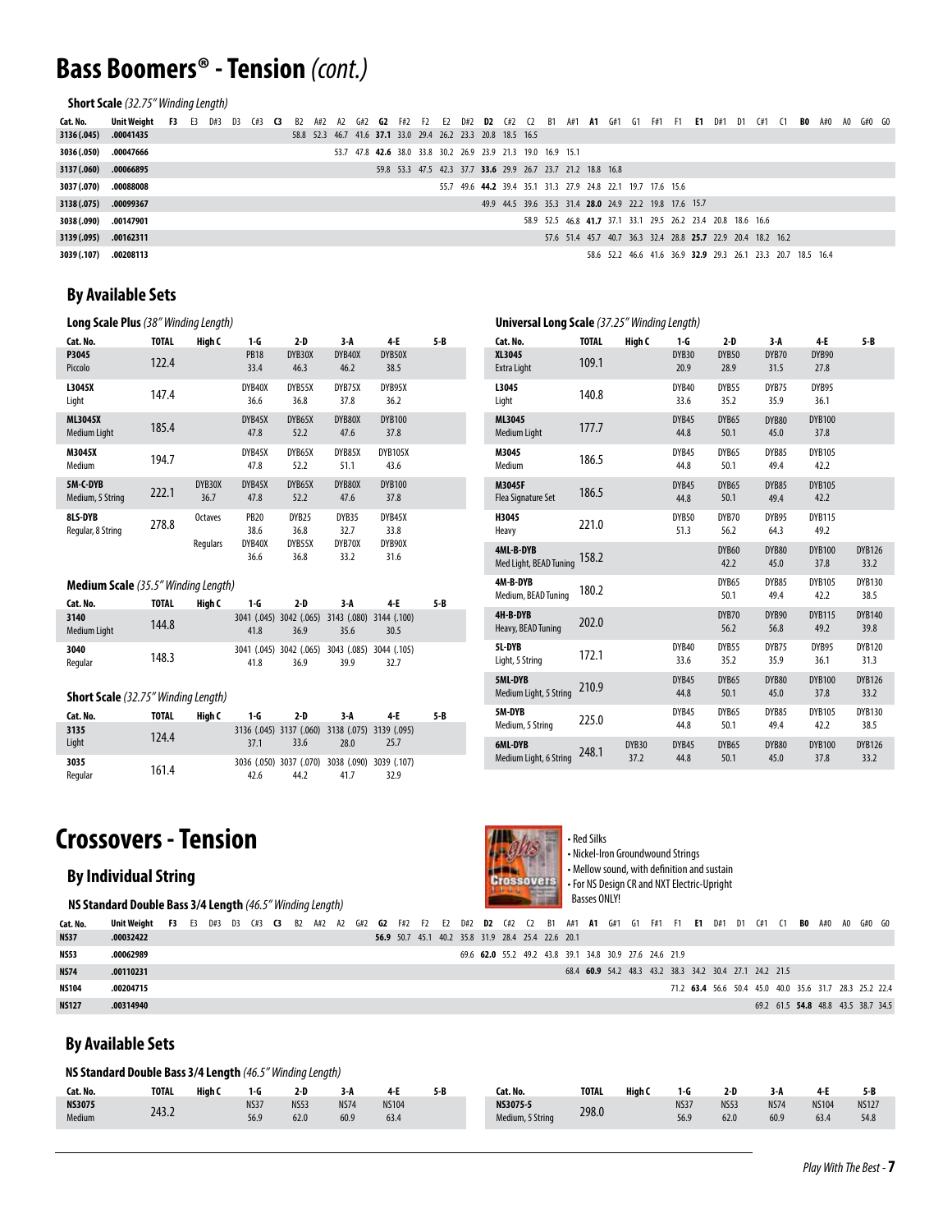# Bass Boomers® - Tension *(cont.)*

**Short Scale** *(32.75" Winding Length)*

| Cat. No. | Unit Weight | F3 | E3 | D#3 | D3 | C#3 | C3 | B2 | A#2 | A2 | G#2 | G2 | F#2 | F2 | E2 | D#2 | D2 | C#2 | C2 | B1 | A#1 | A1 | G#1 | G1 | F#1 | F1 | E1 | D#1 | D1 | C#1 | C1 | B0 | A#0 | A0 | G#0 | G0 |
|---|---|---|---|---|---|---|---|---|---|---|---|---|---|---|---|---|---|---|---|---|---|---|---|---|---|---|---|---|---|---|---|---|---|---|---|---|
| 3136 (.045) | .00041435 | | | | | | | 58.8 | 52.3 | 46.7 | 41.6 | **37.1** | 33.0 | 29.4 | 26.2 | 23.3 | 20.8 | 18.5 | 16.5 | | | | | | | | | | | | | | | | | |
| 3036 (.050) | .00047666 | | | | | | | | | 53.7 | 47.8 | **42.6** | 38.0 | 33.8 | 30.2 | 26.9 | 23.9 | 21.3 | 19.0 | 16.9 | 15.1 | | | | | | | | | | | | | | | |
| 3137 (.060) | .00066895 | | | | | | | | | | | 59.8 | 53.3 | 47.5 | 42.3 | 37.7 | **33.6** | 29.9 | 26.7 | 23.7 | 21.2 | 18.8 | 16.8 | | | | | | | | | | | | | |
| 3037 (.070) | .00088008 | | | | | | | | | | | | | | 55.7 | 49.6 | **44.2** | 39.4 | 35.1 | 31.3 | 27.9 | 24.8 | 22.1 | 19.7 | 17.6 | 15.6 | | | | | | | | | | |
| 3138 (.075) | .00099367 | | | | | | | | | | | | | | | | 49.9 | 44.5 | 39.6 | 35.3 | 31.4 | **28.0** | 24.9 | 22.2 | 19.8 | 17.6 | 15.7 | | | | | | | | | |
| 3038 (.090) | .00147901 | | | | | | | | | | | | | | | | | | 58.9 | 52.5 | 46.8 | **41.7** | 37.1 | 33.1 | 29.5 | 26.2 | 23.4 | 20.8 | 18.6 | 16.6 | | | | | | |
| 3139 (.095) | .00162311 | | | | | | | | | | | | | | | | | | | 57.6 | 51.4 | 45.7 | 40.7 | 36.3 | 32.4 | 28.8 | **25.7** | 22.9 | 20.4 | 18.2 | 16.2 | | | | | |
| 3039 (.107) | .00208113 | | | | | | | | | | | | | | | | | | | | | 58.6 | 52.2 | 46.6 | 41.6 | 36.9 | **32.9** | 29.3 | 26.1 | 23.3 | 20.7 | 18.5 | 16.4 | | | |

## By Available Sets

**Long Scale Plus** *(38" Winding Length)*

| Cat. No. | TOTAL | High C | 1-G | 2-D | 3-A | 4-E | 5-B |
|---|---|---|---|---|---|---|---|
| **P3045** Piccolo | 122.4 | | PB18 33.4 | DYB30X 46.3 | DYB40X 46.2 | DYB50X 38.5 | |
| **L3045X** Light | 147.4 | | DYB40X 36.6 | DYB55X 36.8 | DYB75X 37.8 | DYB95X 36.2 | |
| **ML3045X** Medium Light | 185.4 | | DYB45X 47.8 | DYB65X 52.2 | DYB80X 47.6 | DYB100 37.8 | |
| **M3045X** Medium | 194.7 | | DYB45X 47.8 | DYB65X 52.2 | DYB85X 51.1 | DYB105X 43.6 | |
| **5M-C-DYB** Medium, 5 String | 222.1 | DYB30X 36.7 | DYB45X 47.8 | DYB65X 52.2 | DYB80X 47.6 | DYB100 37.8 | |
| **8LS-DYB** Regular, 8 String | 278.8 | Octaves | PB20 38.6 | DYB25 36.8 | DYB35 32.7 | DYB45X 33.8 | |
| | | Regulars | DYB40X 36.6 | DYB55X 36.8 | DYB70X 33.2 | DYB90X 31.6 | |

**Medium Scale** *(35.5" Winding Length)*

| Cat. No. | TOTAL | High C | 1-G | 2-D | 3-A | 4-E | 5-B |
|---|---|---|---|---|---|---|---|
| **3140** Medium Light | 144.8 | | 3041 (.045) 41.8 | 3042 (.065) 36.9 | 3143 (.080) 35.6 | 3144 (.100) 30.5 | |
| **3040** Regular | 148.3 | | 3041 (.045) 41.8 | 3042 (.065) 36.9 | 3043 (.085) 39.9 | 3044 (.105) 32.7 | |

**Short Scale** *(32.75" Winding Length)*

| Cat. No. | TOTAL | High C | 1-G | 2-D | 3-A | 4-E | 5-B |
|---|---|---|---|---|---|---|---|
| **3135** Light | 124.4 | | 3136 (.045) 37.1 | 3137 (.060) 33.6 | 3138 (.075) 28.0 | 3139 (.095) 25.7 | |
| **3035** Regular | 161.4 | | 3036 (.050) 42.6 | 3037 (.070) 44.2 | 3038 (.090) 41.7 | 3039 (.107) 32.9 | |

**Universal Long Scale** *(37.25" Winding Length)*

| Cat. No. | TOTAL | High C | 1-G | 2-D | 3-A | 4-E | 5-B |
|---|---|---|---|---|---|---|---|
| **XL3045** Extra Light | 109.1 | | DYB30 20.9 | DYB50 28.9 | DYB70 31.5 | DYB90 27.8 | |
| **L3045** Light | 140.8 | | DYB40 33.6 | DYB55 35.2 | DYB75 35.9 | DYB95 36.1 | |
| **ML3045** Medium Light | 177.7 | | DYB45 44.8 | DYB65 50.1 | DYB80 45.0 | DYB100 37.8 | |
| **M3045** Medium | 186.5 | | DYB45 44.8 | DYB65 50.1 | DYB85 49.4 | DYB105 42.2 | |
| **M3045F** Flea Signature Set | 186.5 | | DYB45 44.8 | DYB65 50.1 | DYB85 49.4 | DYB105 42.2 | |
| **H3045** Heavy | 221.0 | | DYB50 51.3 | DYB70 56.2 | DYB95 64.3 | DYB115 49.2 | |
| **4ML-B-DYB** Med Light, BEAD Tuning | 158.2 | | | DYB60 42.2 | DYB80 45.0 | DYB100 37.8 | DYB126 33.2 |
| **4M-B-DYB** Medium, BEAD Tuning | 180.2 | | | DYB65 50.1 | DYB85 49.4 | DYB105 42.2 | DYB130 38.5 |
| **4H-B-DYB** Heavy, BEAD Tuning | 202.0 | | | DYB70 56.2 | DYB90 56.8 | DYB115 49.2 | DYB140 39.8 |
| **5L-DYB** Light, 5 String | 172.1 | | DYB40 33.6 | DYB55 35.2 | DYB75 35.9 | DYB95 36.1 | DYB120 31.3 |
| **5ML-DYB** Medium Light, 5 String | 210.9 | | DYB45 44.8 | DYB65 50.1 | DYB80 45.0 | DYB100 37.8 | DYB126 33.2 |
| **5M-DYB** Medium, 5 String | 225.0 | | DYB45 44.8 | DYB65 50.1 | DYB85 49.4 | DYB105 42.2 | DYB130 38.5 |
| **6ML-DYB** Medium Light, 6 String | 248.1 | DYB30 37.2 | DYB45 44.8 | DYB65 50.1 | DYB80 45.0 | DYB100 37.8 | DYB126 33.2 |

# Crossovers - Tension

- Red Silks
- Nickel-Iron Groundwound Strings
- Mellow sound, with definition and sustain
- For NS Design CR and NXT Electric-Upright Basses ONLY!

## By Individual String

**NS Standard Double Bass 3/4 Length** *(46.5" Winding Length)*

| Cat. No. | Unit Weight | F3 | E3 | D#3 | D3 | C#3 | C3 | B2 | A#2 | A2 | G#2 | G2 | F#2 | F2 | E2 | D#2 | D2 | C#2 | C2 | B1 | A#1 | A1 | G#1 | G1 | F#1 | F1 | E1 | D#1 | D1 | C#1 | C1 | B0 | A#0 | A0 | G#0 | G0 |
|---|---|---|---|---|---|---|---|---|---|---|---|---|---|---|---|---|---|---|---|---|---|---|---|---|---|---|---|---|---|---|---|---|---|---|---|---|
| **NS37** | .00032422 | | | | | | | | | | | **56.9** | 50.7 | 45.1 | 40.2 | 35.8 | 31.9 | 28.4 | 25.4 | 22.6 | 20.1 | | | | | | | | | | | | | | | |
| **NS53** | .00062989 | | | | | | | | | | | | | | | 69.6 | **62.0** | 55.2 | 49.2 | 43.8 | 39.1 | 34.8 | 30.9 | 27.6 | 24.6 | 21.9 | | | | | | | | | | |
| **NS74** | .00110231 | | | | | | | | | | | | | | | | | | | | 68.4 | **60.9** | 54.2 | 48.3 | 43.2 | 38.3 | 34.2 | 30.4 | 27.1 | 24.2 | 21.5 | | | | | |
| **NS104** | .00204715 | | | | | | | | | | | | | | | | | | | | | | | | | 71.2 | **63.4** | 56.6 | 50.4 | 45.0 | 40.0 | 35.6 | 31.7 | 28.3 | 25.2 | 22.4 |
| **NS127** | .00314940 | | | | | | | | | | | | | | | | | | | | | | | | | | | | | 69.2 | 61.5 | **54.8** | 48.8 | 43.5 | 38.7 | 34.5 |

## By Available Sets

**NS Standard Double Bass 3/4 Length** *(46.5" Winding Length)*

| Cat. No. | TOTAL | High C | 1-G | 2-D | 3-A | 4-E | 5-B |
|---|---|---|---|---|---|---|---|
| **NS3075** Medium | 243.2 | | NS37 56.9 | NS53 62.0 | NS74 60.9 | NS104 63.4 | |
| **NS3075-5** Medium, 5 String | 298.0 | | NS37 56.9 | NS53 62.0 | NS74 60.9 | NS104 63.4 | NS127 54.8 |

*Play With The Best*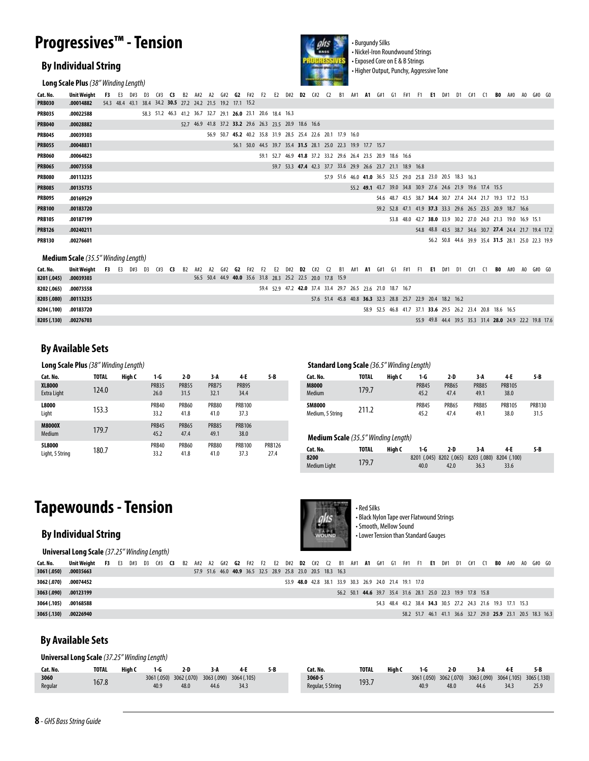# Progressives™ - Tension

## By Individual String

- Burgundy Silks
- Nickel-Iron Roundwound Strings
- Exposed Core on E & B Strings
- Higher Output, Punchy, Aggressive Tone

### Long Scale Plus *(38" Winding Length)*

| Cat. No. | Unit Weight | F3 | E3 | D#3 | D3 | C#3 | C3 | B2 | A#2 | A2 | G#2 | G2 | F#2 | F2 | E2 | D#2 | D2 | C#2 | C2 | B1 | A#1 | A1 | G#1 | G1 | F#1 | F1 | E1 | D#1 | D1 | C#1 | C1 | B0 | A#0 | A0 | G#0 | G0 |
|---|---|---|---|---|---|---|---|---|---|---|---|---|---|---|---|---|---|---|---|---|---|---|---|---|---|---|---|---|---|---|---|---|---|---|---|---|
| PRB030 | .00014882 | 54.3 | 48.4 | 43.1 | 38.4 | 34.2 | **30.5** | 27.2 | 24.2 | 21.5 | 19.2 | 17.1 | 15.2 | | | | | | | | | | | | | | | | | | | | | | | |
| PRB035 | .00022588 | | | | 58.3 | 51.2 | 46.3 | 41.2 | 36.7 | 32.7 | 29.1 | **26.0** | 23.1 | 20.6 | 18.4 | 16.3 | | | | | | | | | | | | | | | | | | | | |
| PRB040 | .00028882 | | | | | | | 52.7 | 46.9 | 41.8 | 37.2 | **33.2** | 29.6 | 26.3 | 23.5 | 20.9 | 18.6 | 16.6 | | | | | | | | | | | | | | | | | | |
| PRB045 | .00039303 | | | | | | | | | 56.9 | 50.7 | **45.2** | 40.2 | 35.8 | 31.9 | 28.5 | 25.4 | 22.6 | 20.1 | 17.9 | 16.0 | | | | | | | | | | | | | | | |
| PRB055 | .00048831 | | | | | | | | | | | 56.1 | 50.0 | 44.5 | 39.7 | 35.4 | **31.5** | 28.1 | 25.0 | 22.3 | 19.9 | 17.7 | 15.7 | | | | | | | | | | | | | |
| PRB060 | .00064823 | | | | | | | | | | | | | 59.1 | 52.7 | 46.9 | **41.8** | 37.2 | 33.2 | 29.6 | 26.4 | 23.5 | 20.9 | 18.6 | 16.6 | | | | | | | | | | | |
| PRB065 | .00073558 | | | | | | | | | | | | | | 59.7 | 53.3 | **47.4** | 42.3 | 37.7 | 33.6 | 29.9 | 26.6 | 23.7 | 21.1 | 18.9 | 16.8 | | | | | | | | | | |
| PRB080 | .00113235 | | | | | | | | | | | | | | | | | | 57.9 | 51.6 | 46.0 | **41.0** | 36.5 | 32.5 | 29.0 | 25.8 | 23.0 | 20.5 | 18.3 | 16.3 | | | | | | |
| PRB085 | .00135735 | | | | | | | | | | | | | | | | | | | | 55.2 | **49.1** | 43.7 | 39.0 | 34.8 | 30.9 | 27.6 | 24.6 | 21.9 | 19.6 | 17.4 | 15.5 | | | | |
| PRB095 | .00169529 | | | | | | | | | | | | | | | | | | | | | | 54.6 | 48.7 | 43.5 | 38.7 | **34.4** | 30.7 | 27.4 | 24.4 | 21.7 | 19.3 | 17.2 | 15.3 | | |
| PRB100 | .00183720 | | | | | | | | | | | | | | | | | | | | | | 59.2 | 52.8 | 47.1 | 41.9 | **37.3** | 33.3 | 29.6 | 26.5 | 23.5 | 20.9 | 18.7 | 16.6 | | |
| PRB105 | .00187199 | | | | | | | | | | | | | | | | | | | | | | | 53.8 | 48.0 | 42.7 | **38.0** | 33.9 | 30.2 | 27.0 | 24.0 | 21.3 | 19.0 | 16.9 | 15.1 | |
| PRB126 | .00240211 | | | | | | | | | | | | | | | | | | | | | | | | | 54.8 | 48.8 | 43.5 | 38.7 | 34.6 | 30.7 | **27.4** | 24.4 | 21.7 | 19.4 | 17.2 |
| PRB130 | .00276601 | | | | | | | | | | | | | | | | | | | | | | | | | | 56.2 | 50.8 | 44.6 | 39.9 | 35.4 | **31.5** | 28.1 | 25.0 | 22.3 | 19.9 |

### Medium Scale *(35.5" Winding Length)*

| Cat. No. | Unit Weight | F3 | E3 | D#3 | D3 | C#3 | C3 | B2 | A#2 | A2 | G#2 | G2 | F#2 | F2 | E2 | D#2 | D2 | C#2 | C2 | B1 | A#1 | A1 | G#1 | G1 | F#1 | F1 | E1 | D#1 | D1 | C#1 | C1 | B0 | A#0 | A0 | G#0 | G0 |
|---|---|---|---|---|---|---|---|---|---|---|---|---|---|---|---|---|---|---|---|---|---|---|---|---|---|---|---|---|---|---|---|---|---|---|---|---|
| 8201 (.045) | .00039303 | | | | | | | | 56.5 | 50.4 | 44.9 | **40.0** | 35.6 | 31.8 | 28.3 | 25.2 | 22.5 | 20.0 | 17.8 | 15.9 | | | | | | | | | | | | | | | | |
| 8202 (.065) | .00073558 | | | | | | | | | | | | | 59.4 | 52.9 | 47.2 | **42.0** | 37.4 | 33.4 | 29.7 | 26.5 | 23.6 | 21.0 | 18.7 | 16.7 | | | | | | | | | | | |
| 8203 (.080) | .00113235 | | | | | | | | | | | | | | | | | 57.6 | 51.4 | 45.8 | 40.8 | **36.3** | 32.3 | 28.8 | 25.7 | 22.9 | 20.4 | 18.2 | 16.2 | | | | | | | |
| 8204 (.100) | .00183720 | | | | | | | | | | | | | | | | | | | | | 58.9 | 52.5 | 46.8 | 41.7 | 37.1 | **33.6** | 29.5 | 26.2 | 23.4 | 20.8 | 18.6 | 16.5 | | | |
| 8205 (.130) | .00276703 | | | | | | | | | | | | | | | | | | | | | | | | | 55.9 | 49.8 | 44.4 | 39.5 | 35.3 | 31.4 | **28.0** | 24.9 | 22.2 | 19.8 | 17.6 |

## By Available Sets

### Long Scale Plus *(38" Winding Length)*

| Cat. No. | TOTAL | High C | 1-G | 2-D | 3-A | 4-E | 5-B |
|---|---|---|---|---|---|---|---|
| **XL8000** Extra Light | 124.0 | | PRB35 26.0 | PRB55 31.5 | PRB75 32.1 | PRB95 34.4 | |
| **L8000** Light | 153.3 | | PRB40 33.2 | PRB60 41.8 | PRB80 41.0 | PRB100 37.3 | |
| **M8000X** Medium | 179.7 | | PRB45 45.2 | PRB65 47.4 | PRB85 49.1 | PRB106 38.0 | |
| **5L8000** Light, 5 String | 180.7 | | PRB40 33.2 | PRB60 41.8 | PRB80 41.0 | PRB100 37.3 | PRB126 27.4 |

### Standard Long Scale *(36.5" Winding Length)*

| Cat. No. | TOTAL | High C | 1-G | 2-D | 3-A | 4-E | 5-B |
|---|---|---|---|---|---|---|---|
| **M8000** Medium | 179.7 | | PRB45 45.2 | PRB65 47.4 | PRB85 49.1 | PRB105 38.0 | |
| **5M8000** Medium, 5 String | 211.2 | | PRB45 45.2 | PRB65 47.4 | PRB85 49.1 | PRB105 38.0 | PRB130 31.5 |

### Medium Scale *(35.5" Winding Length)*

| Cat. No. | TOTAL | High C | 1-G | 2-D | 3-A | 4-E | 5-B |
|---|---|---|---|---|---|---|---|
| **8200** Medium Light | 179.7 | | 8201 (.045) 40.0 | 8202 (.065) 42.0 | 8203 (.080) 36.3 | 8204 (.100) 33.6 | |

# Tapewounds - Tension

## By Individual String

- Red Silks
- Black Nylon Tape over Flatwound Strings
- Smooth, Mellow Sound
- Lower Tension than Standard Gauges

### Universal Long Scale *(37.25" Winding Length)*

| Cat. No. | Unit Weight | F3 | E3 | D#3 | D3 | C#3 | C3 | B2 | A#2 | A2 | G#2 | G2 | F#2 | F2 | E2 | D#2 | D2 | C#2 | C2 | B1 | A#1 | A1 | G#1 | G1 | F#1 | F1 | E1 | D#1 | D1 | C#1 | C1 | B0 | A#0 | A0 | G#0 | G0 |
|---|---|---|---|---|---|---|---|---|---|---|---|---|---|---|---|---|---|---|---|---|---|---|---|---|---|---|---|---|---|---|---|---|---|---|---|---|
| 3061 (.050) | .00035663 | | | | | | | | 57.9 | 51.6 | 46.0 | **40.9** | 36.5 | 32.5 | 28.9 | 25.8 | 23.0 | 20.5 | 18.3 | 16.3 | | | | | | | | | | | | | | | | |
| 3062 (.070) | .00074452 | | | | | | | | | | | | | | | 53.9 | **48.0** | 42.8 | 38.1 | 33.9 | 30.3 | 26.9 | 24.0 | 21.4 | 19.1 | 17.0 | | | | | | | | | | |
| 3063 (.090) | .00123199 | | | | | | | | | | | | | | | | | | | 56.2 | 50.1 | **44.6** | 39.7 | 35.4 | 31.6 | 28.1 | 25.0 | 22.3 | 19.9 | 17.8 | 15.8 | | | | | |
| 3064 (.105) | .00168588 | | | | | | | | | | | | | | | | | | | | | | 54.3 | 48.4 | 43.2 | 38.4 | **34.3** | 30.5 | 27.2 | 24.3 | 21.6 | 19.3 | 17.1 | 15.3 | | |
| 3065 (.130) | .00226940 | | | | | | | | | | | | | | | | | | | | | | | | 58.2 | 51.7 | 46.1 | 41.1 | 36.6 | 32.7 | 29.0 | **25.9** | 23.1 | 20.5 | 18.3 | 16.3 |

## By Available Sets

### Universal Long Scale *(37.25" Winding Length)*

| Cat. No. | TOTAL | High C | 1-G | 2-D | 3-A | 4-E | 5-B |
|---|---|---|---|---|---|---|---|
| **3060** Regular | 167.8 | | 3061 (.050) 40.9 | 3062 (.070) 48.0 | 3063 (.090) 44.6 | 3064 (.105) 34.3 | |
| **3060-5** Regular, 5 String | 193.7 | | 3061 (.050) 40.9 | 3062 (.070) 48.0 | 3063 (.090) 44.6 | 3064 (.105) 34.3 | 3065 (.130) 25.9 |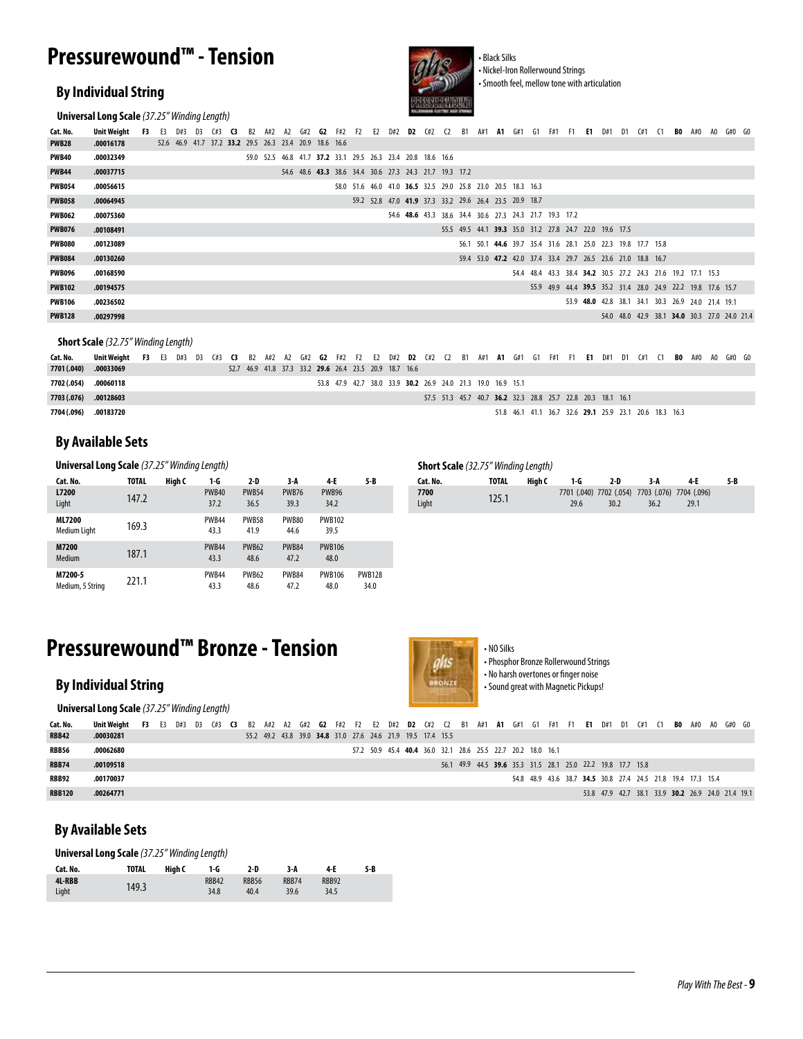# Pressurewound™ - Tension

- Black Silks
- Nickel-Iron Rollerwound Strings
- Smooth feel, mellow tone with articulation

## By Individual String

**Universal Long Scale** *(37.25" Winding Length)*

| Cat. No. | Unit Weight | F3 | E3 | D#3 | D3 | C#3 | **C3** | B2 | A#2 | A2 | G#2 | **G2** | F#2 | F2 | E2 | D#2 | **D2** | C#2 | C2 | B1 | A#1 | **A1** | G#1 | G1 | F#1 | F1 | **E1** | D#1 | D1 | C#1 | C1 | **B0** | A#0 | A0 | G#0 | G0 |
|---|---|---|---|---|---|---|---|---|---|---|---|---|---|---|---|---|---|---|---|---|---|---|---|---|---|---|---|---|---|---|---|---|---|---|---|---|
| **PWB28** | .00016178 | | 52.6 | 46.9 | 41.7 | 37.2 | **33.2** | 29.5 | 26.3 | 23.4 | 20.9 | 18.6 | 16.6 | | | | | | | | | | | | | | | | | | | | | | | |
| **PWB40** | .00032349 | | | | | | | 59.0 | 52.5 | 46.8 | 41.7 | **37.2** | 33.1 | 29.5 | 26.3 | 23.4 | 20.8 | 18.6 | 16.6 | | | | | | | | | | | | | | | | | |
| **PWB44** | .00037715 | | | | | | | | | 54.6 | 48.6 | **43.3** | 38.6 | 34.4 | 30.6 | 27.3 | 24.3 | 21.7 | 19.3 | 17.2 | | | | | | | | | | | | | | | | |
| **PWB054** | .00056615 | | | | | | | | | | | | 58.0 | 51.6 | 46.0 | 41.0 | **36.5** | 32.5 | 29.0 | 25.8 | 23.0 | 20.5 | 18.3 | 16.3 | | | | | | | | | | | | |
| **PWB058** | .00064945 | | | | | | | | | | | | | 59.2 | 52.8 | 47.0 | **41.9** | 37.3 | 33.2 | 29.6 | 26.4 | 23.5 | 20.9 | 18.7 | | | | | | | | | | | | |
| **PWB062** | .00075360 | | | | | | | | | | | | | | | 54.6 | **48.6** | 43.3 | 38.6 | 34.4 | 30.6 | 27.3 | 24.3 | 21.7 | 19.3 | 17.2 | | | | | | | | | | |
| **PWB076** | .00108491 | | | | | | | | | | | | | | | | | | 55.5 | 49.5 | 44.1 | **39.3** | 35.0 | 31.2 | 27.8 | 24.7 | 22.0 | 19.6 | 17.5 | | | | | | | |
| **PWB080** | .00123089 | | | | | | | | | | | | | | | | | | | 56.1 | 50.1 | **44.6** | 39.7 | 35.4 | 31.6 | 28.1 | 25.0 | 22.3 | 19.8 | 17.7 | 15.8 | | | | | |
| **PWB084** | .00130260 | | | | | | | | | | | | | | | | | | | 59.4 | 53.0 | **47.2** | 42.0 | 37.4 | 33.4 | 29.7 | 26.5 | 23.6 | 21.0 | 18.8 | 16.7 | | | | | |
| **PWB096** | .00168590 | | | | | | | | | | | | | | | | | | | | | | 54.4 | 48.4 | 43.3 | 38.4 | **34.2** | 30.5 | 27.2 | 24.3 | 21.6 | 19.2 | 17.1 | 15.3 | | |
| **PWB102** | .00194575 | | | | | | | | | | | | | | | | | | | | | | | 55.9 | 49.9 | 44.4 | **39.5** | 35.2 | 31.4 | 28.0 | 24.9 | 22.2 | 19.8 | 17.6 | 15.7 | |
| **PWB106** | .00236502 | | | | | | | | | | | | | | | | | | | | | | | | | 53.9 | **48.0** | 42.8 | 38.1 | 34.1 | 30.3 | 26.9 | 24.0 | 21.4 | 19.1 | |
| **PWB128** | .00297998 | | | | | | | | | | | | | | | | | | | | | | | | | | | 54.0 | 48.0 | 42.9 | 38.1 | **34.0** | 30.3 | 27.0 | 24.0 | 21.4 |

**Short Scale** *(32.75" Winding Length)*

| Cat. No. | Unit Weight | F3 | E3 | D#3 | D3 | C#3 | **C3** | B2 | A#2 | A2 | G#2 | **G2** | F#2 | F2 | E2 | D#2 | **D2** | C#2 | C2 | B1 | A#1 | **A1** | G#1 | G1 | F#1 | F1 | **E1** | D#1 | D1 | C#1 | C1 | **B0** | A#0 | A0 | G#0 | G0 |
|---|---|---|---|---|---|---|---|---|---|---|---|---|---|---|---|---|---|---|---|---|---|---|---|---|---|---|---|---|---|---|---|---|---|---|---|---|
| **7701 (.040)** | .00033069 | | | | | | 52.7 | 46.9 | 41.8 | 37.3 | 33.2 | **29.6** | 26.4 | 23.5 | 20.9 | 18.7 | 16.6 | | | | | | | | | | | | | | | | | | | |
| **7702 (.054)** | .00060118 | | | | | | | | | | | 53.8 | 47.9 | 42.7 | 38.0 | 33.9 | **30.2** | 26.9 | 24.0 | 21.3 | 19.0 | 16.9 | 15.1 | | | | | | | | | | | | | |
| **7703 (.076)** | .00128603 | | | | | | | | | | | | | | | | | 57.5 | 51.3 | 45.7 | 40.7 | **36.2** | 32.3 | 28.8 | 25.7 | 22.8 | 20.3 | 18.1 | 16.1 | | | | | | | |
| **7704 (.096)** | .00183720 | | | | | | | | | | | | | | | | | | | | | 51.8 | 46.1 | 41.1 | 36.7 | 32.6 | **29.1** | 25.9 | 23.1 | 20.6 | 18.3 | 16.3 | | | | |

## By Available Sets

**Universal Long Scale** *(37.25" Winding Length)*

| Cat. No. | TOTAL | High C | 1-G | 2-D | 3-A | 4-E | 5-B |
|---|---|---|---|---|---|---|---|
| **L7200** Light | 147.2 | | PWB40 37.2 | PWB54 36.5 | PWB76 39.3 | PWB96 34.2 | |
| **ML7200** Medium Light | 169.3 | | PWB44 43.3 | PWB58 41.9 | PWB80 44.6 | PWB102 39.5 | |
| **M7200** Medium | 187.1 | | PWB44 43.3 | PWB62 48.6 | PWB84 47.2 | PWB106 48.0 | |
| **M7200-5** Medium, 5 String | 221.1 | | PWB44 43.3 | PWB62 48.6 | PWB84 47.2 | PWB106 48.0 | PWB128 34.0 |

**Short Scale** *(32.75" Winding Length)*

| Cat. No. | TOTAL | High C | 1-G | 2-D | 3-A | 4-E | 5-B |
|---|---|---|---|---|---|---|---|
| **7700** Light | 125.1 | | 7701 (.040) 29.6 | 7702 (.054) 30.2 | 7703 (.076) 36.2 | 7704 (.096) 29.1 | |

# Pressurewound™ Bronze - Tension

- NO Silks
- Phosphor Bronze Rollerwound Strings
- No harsh overtones or finger noise
- Sound great with Magnetic Pickups!

## By Individual String

**Universal Long Scale** *(37.25" Winding Length)*

| Cat. No. | Unit Weight | F3 | E3 | D#3 | D3 | C#3 | **C3** | B2 | A#2 | A2 | G#2 | **G2** | F#2 | F2 | E2 | D#2 | **D2** | C#2 | C2 | B1 | A#1 | **A1** | G#1 | G1 | F#1 | F1 | **E1** | D#1 | D1 | C#1 | C1 | **B0** | A#0 | A0 | G#0 | G0 |
|---|---|---|---|---|---|---|---|---|---|---|---|---|---|---|---|---|---|---|---|---|---|---|---|---|---|---|---|---|---|---|---|---|---|---|---|---|
| **RBB42** | .00030281 | | | | | | | 55.2 | 49.2 | 43.8 | 39.0 | **34.8** | 31.0 | 27.6 | 24.6 | 21.9 | 19.5 | 17.4 | 15.5 | | | | | | | | | | | | | | | | | |
| **RBB56** | .00062680 | | | | | | | | | | | | | 57.2 | 50.9 | 45.4 | **40.4** | 36.0 | 32.1 | 28.6 | 25.5 | 22.7 | 20.2 | 18.0 | 16.1 | | | | | | | | | | | |
| **RBB74** | .00109518 | | | | | | | | | | | | | | | | | | 56.1 | 49.9 | 44.5 | **39.6** | 35.3 | 31.5 | 28.1 | 25.0 | 22.2 | 19.8 | 17.7 | 15.8 | | | | | | |
| **RBB92** | .00170037 | | | | | | | | | | | | | | | | | | | | | | 54.8 | 48.9 | 43.6 | 38.7 | **34.5** | 30.8 | 27.4 | 24.5 | 21.8 | 19.4 | 17.3 | 15.4 | | |
| **RBB120** | .00264771 | | | | | | | | | | | | | | | | | | | | | | | | | | 53.8 | 47.9 | 42.7 | 38.1 | 33.9 | **30.2** | 26.9 | 24.0 | 21.4 | 19.1 |

## By Available Sets

**Universal Long Scale** *(37.25" Winding Length)*

| Cat. No. | TOTAL | High C | 1-G | 2-D | 3-A | 4-E | 5-B |
|---|---|---|---|---|---|---|---|
| **4L-RBB** Light | 149.3 | | RBB42 34.8 | RBB56 40.4 | RBB74 39.6 | RBB92 34.5 | |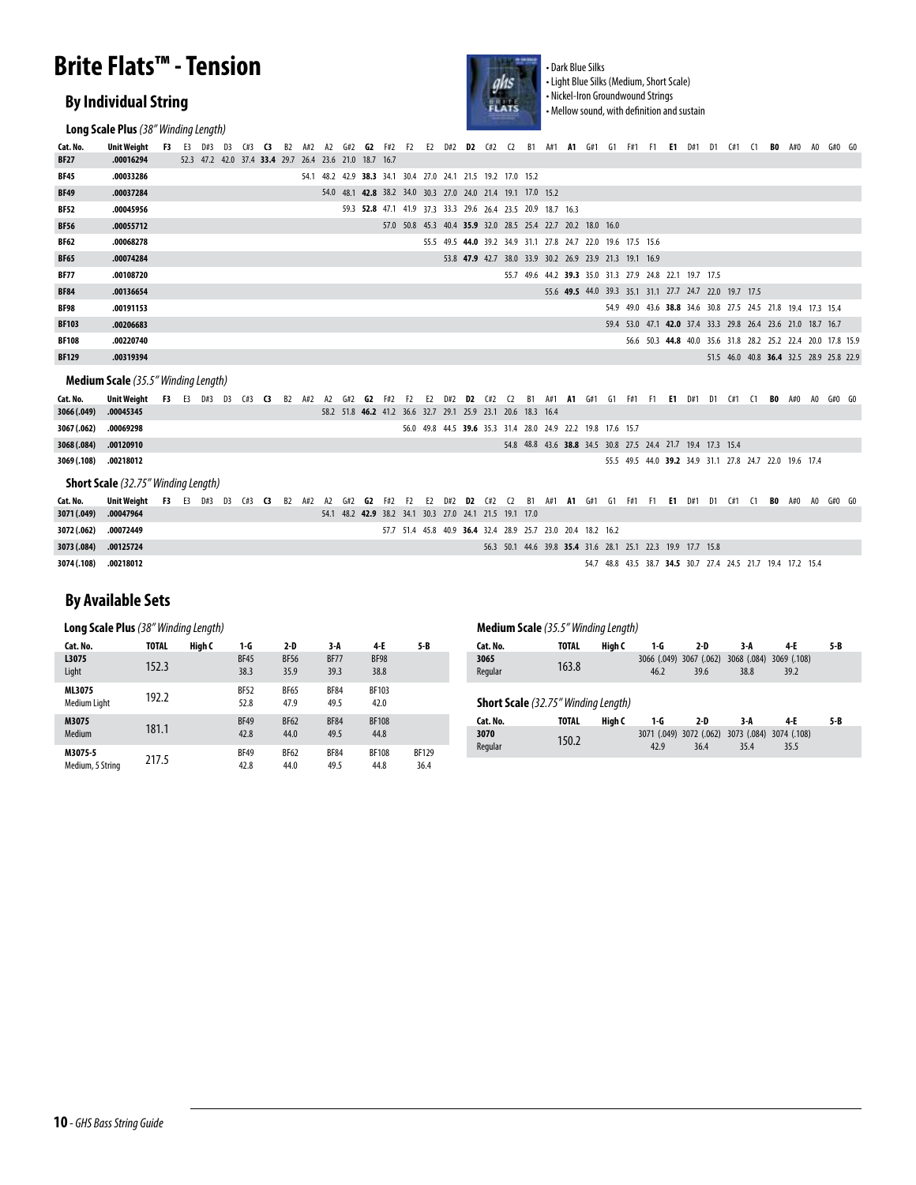# Brite Flats™ - Tension

- Dark Blue Silks
- Light Blue Silks (Medium, Short Scale)
- Nickel-Iron Groundwound Strings
- Mellow sound, with definition and sustain

## By Individual String

### Long Scale Plus *(38" Winding Length)*

| Cat. No. | Unit Weight | F3 | E3 | D#3 | D3 | C#3 | **C3** | B2 | A#2 | A2 | G#2 | **G2** | F#2 | F2 | E2 | D#2 | **D2** | C#2 | C2 | B1 | A#1 | **A1** | G#1 | G1 | F#1 | F1 | **E1** | D#1 | D1 | C#1 | C1 | **B0** | A#0 | A0 | G#0 | G0 |
|---|---|---|---|---|---|---|---|---|---|---|---|---|---|---|---|---|---|---|---|---|---|---|---|---|---|---|---|---|---|---|---|---|---|---|---|---|
| BF27 | .00016294 | | 52.3 | 47.2 | 42.0 | 37.4 | **33.4** | 29.7 | 26.4 | 23.6 | 21.0 | 18.7 | 16.7 | | | | | | | | | | | | | | | | | | | | | | | |
| BF45 | .00033286 | | | | | | | | 54.1 | 48.2 | 42.9 | **38.3** | 34.1 | 30.4 | 27.0 | 24.1 | 21.5 | 19.2 | 17.0 | 15.2 | | | | | | | | | | | | | | | | |
| BF49 | .00037284 | | | | | | | | | 54.0 | 48.1 | **42.8** | 38.2 | 34.0 | 30.3 | 27.0 | 24.0 | 21.4 | 19.1 | 17.0 | 15.2 | | | | | | | | | | | | | | | |
| BF52 | .00045956 | | | | | | | | | | 59.3 | **52.8** | 47.1 | 41.9 | 37.3 | 33.3 | 29.6 | 26.4 | 23.5 | 20.9 | 18.7 | 16.3 | | | | | | | | | | | | | | |
| BF56 | .00055712 | | | | | | | | | | | | 57.0 | 50.8 | 45.3 | 40.4 | **35.9** | 32.0 | 28.5 | 25.4 | 22.7 | 20.2 | 18.0 | 16.0 | | | | | | | | | | | | |
| BF62 | .00068278 | | | | | | | | | | | | | | 55.5 | 49.5 | **44.0** | 39.2 | 34.9 | 31.1 | 27.8 | 24.7 | 22.0 | 19.6 | 17.5 | 15.6 | | | | | | | | | | |
| BF65 | .00074284 | | | | | | | | | | | | | | | 53.8 | **47.9** | 42.7 | 38.0 | 33.9 | 30.2 | 26.9 | 23.9 | 21.3 | 19.1 | 16.9 | | | | | | | | | | |
| BF77 | .00108720 | | | | | | | | | | | | | | | | | | 55.7 | 49.6 | 44.2 | **39.3** | 35.0 | 31.3 | 27.9 | 24.8 | 22.1 | 19.7 | 17.5 | | | | | | | |
| BF84 | .00136654 | | | | | | | | | | | | | | | | | | | | 55.6 | **49.5** | 44.0 | 39.3 | 35.1 | 31.1 | 27.7 | 24.7 | 22.0 | 19.7 | 17.5 | | | | | |
| BF98 | .00191153 | | | | | | | | | | | | | | | | | | | | | | | 54.9 | 49.0 | 43.6 | **38.8** | 34.6 | 30.8 | 27.5 | 24.5 | 21.8 | 19.4 | 17.3 | 15.4 | |
| BF103 | .00206683 | | | | | | | | | | | | | | | | | | | | | | | 59.4 | 53.0 | 47.1 | **42.0** | 37.4 | 33.3 | 29.8 | 26.4 | 23.6 | 21.0 | 18.7 | 16.7 | |
| BF108 | .00220740 | | | | | | | | | | | | | | | | | | | | | | | | 56.6 | 50.3 | **44.8** | 40.0 | 35.6 | 31.8 | 28.2 | 25.2 | 22.4 | 20.0 | 17.8 | 15.9 |
| BF129 | .00319394 | | | | | | | | | | | | | | | | | | | | | | | | | | | | 51.5 | 46.0 | 40.8 | **36.4** | 32.5 | 28.9 | 25.8 | 22.9 |

### Medium Scale *(35.5" Winding Length)*

| Cat. No. | Unit Weight | F3 | E3 | D#3 | D3 | C#3 | **C3** | B2 | A#2 | A2 | G#2 | **G2** | F#2 | F2 | E2 | D#2 | **D2** | C#2 | C2 | B1 | A#1 | **A1** | G#1 | G1 | F#1 | F1 | **E1** | D#1 | D1 | C#1 | C1 | **B0** | A#0 | A0 | G#0 | G0 |
|---|---|---|---|---|---|---|---|---|---|---|---|---|---|---|---|---|---|---|---|---|---|---|---|---|---|---|---|---|---|---|---|---|---|---|---|---|
| 3066 (.049) | .00045345 | | | | | | | | | 58.2 | 51.8 | **46.2** | 41.2 | 36.6 | 32.7 | 29.1 | 25.9 | 23.1 | 20.6 | 18.3 | 16.4 | | | | | | | | | | | | | | | |
| 3067 (.062) | .00069298 | | | | | | | | | | | | | 56.0 | 49.8 | 44.5 | **39.6** | 35.3 | 31.4 | 28.0 | 24.9 | 22.2 | 19.8 | 17.6 | 15.7 | | | | | | | | | | | |
| 3068 (.084) | .00120910 | | | | | | | | | | | | | | | | | | 54.8 | 48.8 | 43.6 | **38.8** | 34.5 | 30.8 | 27.5 | 24.4 | 21.7 | 19.4 | 17.3 | 15.4 | | | | | | |
| 3069 (.108) | .00218012 | | | | | | | | | | | | | | | | | | | | | | | 55.5 | 49.5 | 44.0 | **39.2** | 34.9 | 31.1 | 27.8 | 24.7 | 22.0 | 19.6 | 17.4 | | |

### Short Scale *(32.75" Winding Length)*

| Cat. No. | Unit Weight | F3 | E3 | D#3 | D3 | C#3 | **C3** | B2 | A#2 | A2 | G#2 | **G2** | F#2 | F2 | E2 | D#2 | **D2** | C#2 | C2 | B1 | A#1 | **A1** | G#1 | G1 | F#1 | F1 | **E1** | D#1 | D1 | C#1 | C1 | **B0** | A#0 | A0 | G#0 | G0 |
|---|---|---|---|---|---|---|---|---|---|---|---|---|---|---|---|---|---|---|---|---|---|---|---|---|---|---|---|---|---|---|---|---|---|---|---|---|
| 3071 (.049) | .00047964 | | | | | | | | | 54.1 | 48.2 | **42.9** | 38.2 | 34.1 | 30.3 | 27.0 | 24.1 | 21.5 | 19.1 | 17.0 | | | | | | | | | | | | | | | | |
| 3072 (.062) | .00072449 | | | | | | | | | | | | 57.7 | 51.4 | 45.8 | 40.9 | **36.4** | 32.4 | 28.9 | 25.7 | 23.0 | 20.4 | 18.2 | 16.2 | | | | | | | | | | | | |
| 3073 (.084) | .00125724 | | | | | | | | | | | | | | | | | 56.3 | 50.1 | 44.6 | 39.8 | **35.4** | 31.6 | 28.1 | 25.1 | 22.3 | 19.9 | 17.7 | 15.8 | | | | | | | |
| 3074 (.108) | .00218012 | | | | | | | | | | | | | | | | | | | | | | 54.7 | 48.8 | 43.5 | 38.7 | **34.5** | 30.7 | 27.4 | 24.5 | 21.7 | 19.4 | 17.2 | 15.4 | | |

## By Available Sets

### Long Scale Plus *(38" Winding Length)*

| Cat. No. | TOTAL | High C | 1-G | 2-D | 3-A | 4-E | 5-B |
|---|---|---|---|---|---|---|---|
| L3075<br>Light | 152.3 | | BF45<br>38.3 | BF56<br>35.9 | BF77<br>39.3 | BF98<br>38.8 | |
| ML3075<br>Medium Light | 192.2 | | BF52<br>52.8 | BF65<br>47.9 | BF84<br>49.5 | BF103<br>42.0 | |
| M3075<br>Medium | 181.1 | | BF49<br>42.8 | BF62<br>44.0 | BF84<br>49.5 | BF108<br>44.8 | |
| M3075-5<br>Medium, 5 String | 217.5 | | BF49<br>42.8 | BF62<br>44.0 | BF84<br>49.5 | BF108<br>44.8 | BF129<br>36.4 |

### Medium Scale *(35.5" Winding Length)*

| Cat. No. | TOTAL | High C | 1-G | 2-D | 3-A | 4-E | 5-B |
|---|---|---|---|---|---|---|---|
| 3065<br>Regular | 163.8 | | 3066 (.049)<br>46.2 | 3067 (.062)<br>39.6 | 3068 (.084)<br>38.8 | 3069 (.108)<br>39.2 | |

### Short Scale *(32.75" Winding Length)*

| Cat. No. | TOTAL | High C | 1-G | 2-D | 3-A | 4-E | 5-B |
|---|---|---|---|---|---|---|---|
| 3070<br>Regular | 150.2 | | 3071 (.049)<br>42.9 | 3072 (.062)<br>36.4 | 3073 (.084)<br>35.4 | 3074 (.108)<br>35.5 | |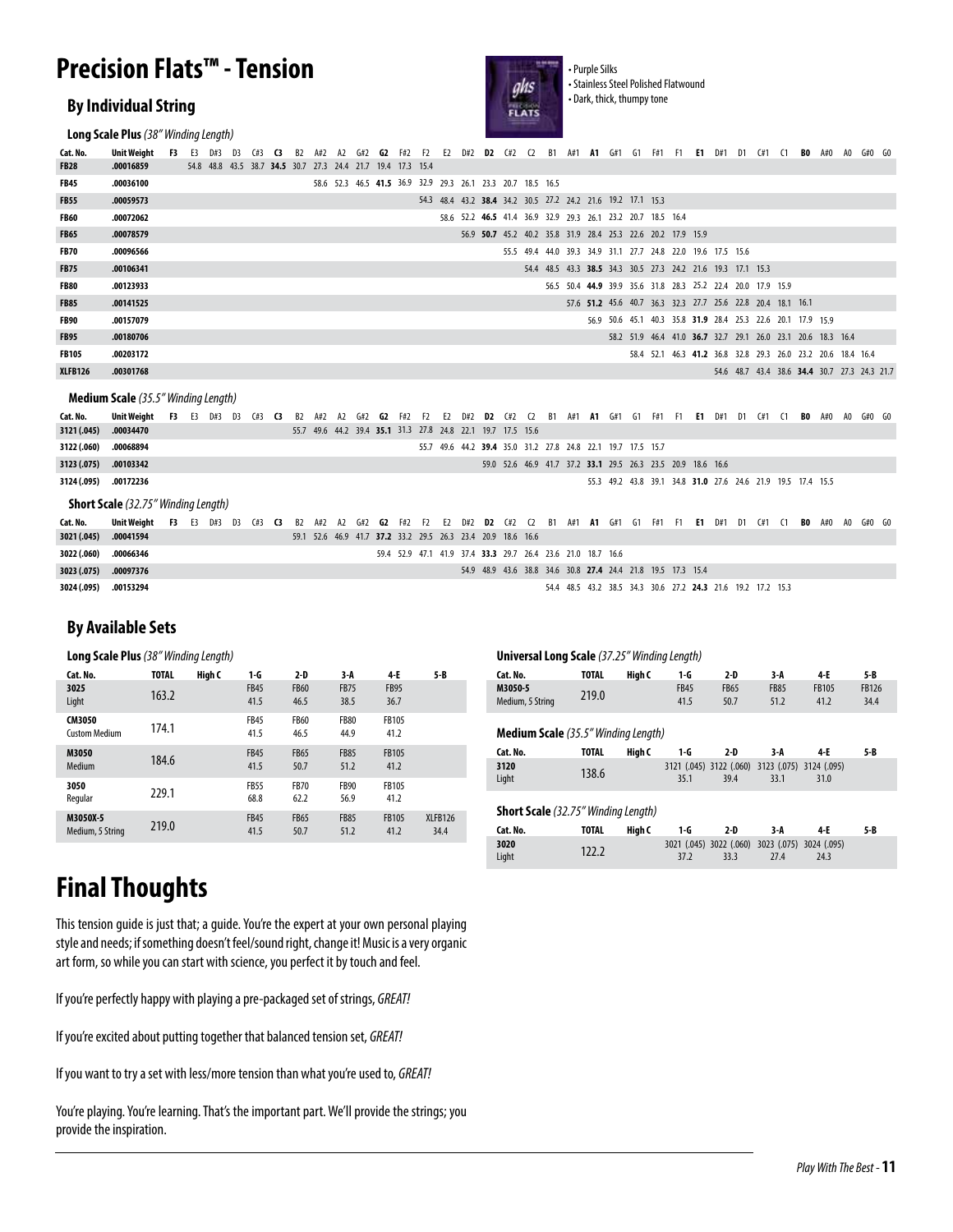# Precision Flats™ - Tension

- Purple Silks
- Stainless Steel Polished Flatwound
- Dark, thick, thumpy tone

## By Individual String

### Long Scale Plus *(38" Winding Length)*

| Cat. No. | Unit Weight | F3 | E3 | D#3 | D3 | C#3 | **C3** | B2 | A#2 | A2 | G#2 | **G2** | F#2 | F2 | E2 | D#2 | **D2** | C#2 | C2 | B1 | A#1 | **A1** | G#1 | G1 | F#1 | F1 | **E1** | D#1 | D1 | C#1 | C1 | **B0** | A#0 | A0 | G#0 | G0 |
|---|---|---|---|---|---|---|---|---|---|---|---|---|---|---|---|---|---|---|---|---|---|---|---|---|---|---|---|---|---|---|---|---|---|---|---|---|
| FB28 | .00016859 | | 54.8 | 48.8 | 43.5 | 38.7 | **34.5** | 30.7 | 27.3 | 24.4 | 21.7 | 19.4 | 17.3 | 15.4 | | | | | | | | | | | | | | | | | | | | | | |
| FB45 | .00036100 | | | | | | | | 58.6 | 52.3 | 46.5 | **41.5** | 36.9 | 32.9 | 29.3 | 26.1 | 23.3 | 20.7 | 18.5 | 16.5 | | | | | | | | | | | | | | | | |
| FB55 | .00059573 | | | | | | | | | | | | | 54.3 | 48.4 | 43.2 | **38.4** | 34.2 | 30.5 | 27.2 | 24.2 | 21.6 | 19.2 | 17.1 | 15.3 | | | | | | | | | | | |
| FB60 | .00072062 | | | | | | | | | | | | | | 58.6 | 52.2 | **46.5** | 41.4 | 36.9 | 32.9 | 29.3 | 26.1 | 23.2 | 20.7 | 18.5 | 16.4 | | | | | | | | | | |
| FB65 | .00078579 | | | | | | | | | | | | | | | 56.9 | **50.7** | 45.2 | 40.2 | 35.8 | 31.9 | 28.4 | 25.3 | 22.6 | 20.2 | 17.9 | 15.9 | | | | | | | | | |
| FB70 | .00096566 | | | | | | | | | | | | | | | | | 55.5 | 49.4 | 44.0 | 39.3 | 34.9 | 31.1 | 27.7 | 24.8 | 22.0 | 19.6 | 17.5 | 15.6 | | | | | | | |
| FB75 | .00106341 | | | | | | | | | | | | | | | | | | 54.4 | 48.5 | 43.3 | **38.5** | 34.3 | 30.5 | 27.3 | 24.2 | 21.6 | 19.3 | 17.1 | 15.3 | | | | | | |
| FB80 | .00123933 | | | | | | | | | | | | | | | | | | | 56.5 | 50.4 | **44.9** | 39.9 | 35.6 | 31.8 | 28.3 | 25.2 | 22.4 | 20.0 | 17.9 | 15.9 | | | | | |
| FB85 | .00141525 | | | | | | | | | | | | | | | | | | | | 57.6 | **51.2** | 45.6 | 40.7 | 36.3 | 32.3 | 27.7 | 25.6 | 22.8 | 20.4 | 18.1 | 16.1 | | | | |
| FB90 | .00157079 | | | | | | | | | | | | | | | | | | | | | 56.9 | 50.6 | 45.1 | 40.3 | 35.8 | **31.9** | 28.4 | 25.3 | 22.6 | 20.1 | 17.9 | 15.9 | | | |
| FB95 | .00180706 | | | | | | | | | | | | | | | | | | | | | | 58.2 | 51.9 | 46.4 | 41.0 | **36.7** | 32.7 | 29.1 | 26.0 | 23.1 | 20.6 | 18.3 | 16.4 | | |
| FB105 | .00203172 | | | | | | | | | | | | | | | | | | | | | | | 58.4 | 52.1 | 46.3 | **41.2** | 36.8 | 32.8 | 29.3 | 26.0 | 23.2 | 20.6 | 18.4 | 16.4 | |
| XLFB126 | .00301768 | | | | | | | | | | | | | | | | | | | | | | | | | | | 54.6 | 48.7 | 43.4 | 38.6 | **34.4** | 30.7 | 27.3 | 24.3 | 21.7 |

### Medium Scale *(35.5" Winding Length)*

| Cat. No. | Unit Weight | F3 | E3 | D#3 | D3 | C#3 | **C3** | B2 | A#2 | A2 | G#2 | **G2** | F#2 | F2 | E2 | D#2 | **D2** | C#2 | C2 | B1 | A#1 | **A1** | G#1 | G1 | F#1 | F1 | **E1** | D#1 | D1 | C#1 | C1 | **B0** | A#0 | A0 | G#0 | G0 |
|---|---|---|---|---|---|---|---|---|---|---|---|---|---|---|---|---|---|---|---|---|---|---|---|---|---|---|---|---|---|---|---|---|---|---|---|---|
| 3121 (.045) | .00034470 | | | | | | | 55.7 | 49.6 | 44.2 | 39.4 | **35.1** | 31.3 | 27.8 | 24.8 | 22.1 | 19.7 | 17.5 | 15.6 | | | | | | | | | | | | | | | | | |
| 3122 (.060) | .00068894 | | | | | | | | | | | | | 55.7 | 49.6 | 44.2 | **39.4** | 35.0 | 31.2 | 27.8 | 24.8 | 22.1 | 19.7 | 17.5 | 15.7 | | | | | | | | | | | |
| 3123 (.075) | .00103342 | | | | | | | | | | | | | | | | 59.0 | 52.6 | 46.9 | 41.7 | 37.2 | **33.1** | 29.5 | 26.3 | 23.5 | 20.9 | 18.6 | 16.6 | | | | | | | | |
| 3124 (.095) | .00172236 | | | | | | | | | | | | | | | | | | | | | 55.3 | 49.2 | 43.8 | 39.1 | 34.8 | **31.0** | 27.6 | 24.6 | 21.9 | 19.5 | 17.4 | 15.5 | | | |

### Short Scale *(32.75" Winding Length)*

| Cat. No. | Unit Weight | F3 | E3 | D#3 | D3 | C#3 | **C3** | B2 | A#2 | A2 | G#2 | **G2** | F#2 | F2 | E2 | D#2 | **D2** | C#2 | C2 | B1 | A#1 | **A1** | G#1 | G1 | F#1 | F1 | **E1** | D#1 | D1 | C#1 | C1 | **B0** | A#0 | A0 | G#0 | G0 |
|---|---|---|---|---|---|---|---|---|---|---|---|---|---|---|---|---|---|---|---|---|---|---|---|---|---|---|---|---|---|---|---|---|---|---|---|---|
| 3021 (.045) | .00041594 | | | | | | | 59.1 | 52.6 | 46.9 | 41.7 | **37.2** | 33.2 | 29.5 | 26.3 | 23.4 | 20.9 | 18.6 | 16.6 | | | | | | | | | | | | | | | | | |
| 3022 (.060) | .00066346 | | | | | | | | | | | 59.4 | 52.9 | 47.1 | 41.9 | 37.4 | **33.3** | 29.7 | 26.4 | 23.6 | 21.0 | 18.7 | 16.6 | | | | | | | | | | | | | |
| 3023 (.075) | .00097376 | | | | | | | | | | | | | | | 54.9 | 48.9 | 43.6 | 38.8 | 34.6 | 30.8 | **27.4** | 24.4 | 21.8 | 19.5 | 17.3 | 15.4 | | | | | | | | | |
| 3024 (.095) | .00153294 | | | | | | | | | | | | | | | | | | | 54.4 | 48.5 | 43.2 | 38.5 | 34.3 | 30.6 | 27.2 | **24.3** | 21.6 | 19.2 | 17.2 | 15.3 | | | | | |

## By Available Sets

### Long Scale Plus *(38" Winding Length)*

| Cat. No. | TOTAL | High C | 1-G | 2-D | 3-A | 4-E | 5-B |
|---|---|---|---|---|---|---|---|
| 3025 Light | 163.2 | | FB45 41.5 | FB60 46.5 | FB75 38.5 | FB95 36.7 | |
| CM3050 Custom Medium | 174.1 | | FB45 41.5 | FB60 46.5 | FB80 44.9 | FB105 41.2 | |
| M3050 Medium | 184.6 | | FB45 41.5 | FB65 50.7 | FB85 51.2 | FB105 41.2 | |
| 3050 Regular | 229.1 | | FB55 68.8 | FB70 62.2 | FB90 56.9 | FB105 41.2 | |
| M3050X-5 Medium, 5 String | 219.0 | | FB45 41.5 | FB65 50.7 | FB85 51.2 | FB105 41.2 | XLFB126 34.4 |

### Universal Long Scale *(37.25" Winding Length)*

| Cat. No. | TOTAL | High C | 1-G | 2-D | 3-A | 4-E | 5-B |
|---|---|---|---|---|---|---|---|
| M3050-5 Medium, 5 String | 219.0 | | FB45 41.5 | FB65 50.7 | FB85 51.2 | FB105 41.2 | FB126 34.4 |

### Medium Scale *(35.5" Winding Length)*

| Cat. No. | TOTAL | High C | 1-G | 2-D | 3-A | 4-E | 5-B |
|---|---|---|---|---|---|---|---|
| 3120 Light | 138.6 | | 3121 (.045) 35.1 | 3122 (.060) 39.4 | 3123 (.075) 33.1 | 3124 (.095) 31.0 | |

### Short Scale *(32.75" Winding Length)*

| Cat. No. | TOTAL | High C | 1-G | 2-D | 3-A | 4-E | 5-B |
|---|---|---|---|---|---|---|---|
| 3020 Light | 122.2 | | 3021 (.045) 37.2 | 3022 (.060) 33.3 | 3023 (.075) 27.4 | 3024 (.095) 24.3 | |

# Final Thoughts

This tension guide is just that; a guide. You're the expert at your own personal playing style and needs; if something doesn't feel/sound right, change it! Music is a very organic art form, so while you can start with science, you perfect it by touch and feel.

If you're perfectly happy with playing a pre-packaged set of strings, *GREAT!*

If you're excited about putting together that balanced tension set, *GREAT!*

If you want to try a set with less/more tension than what you're used to, *GREAT!*

You're playing. You're learning. That's the important part. We'll provide the strings; you provide the inspiration.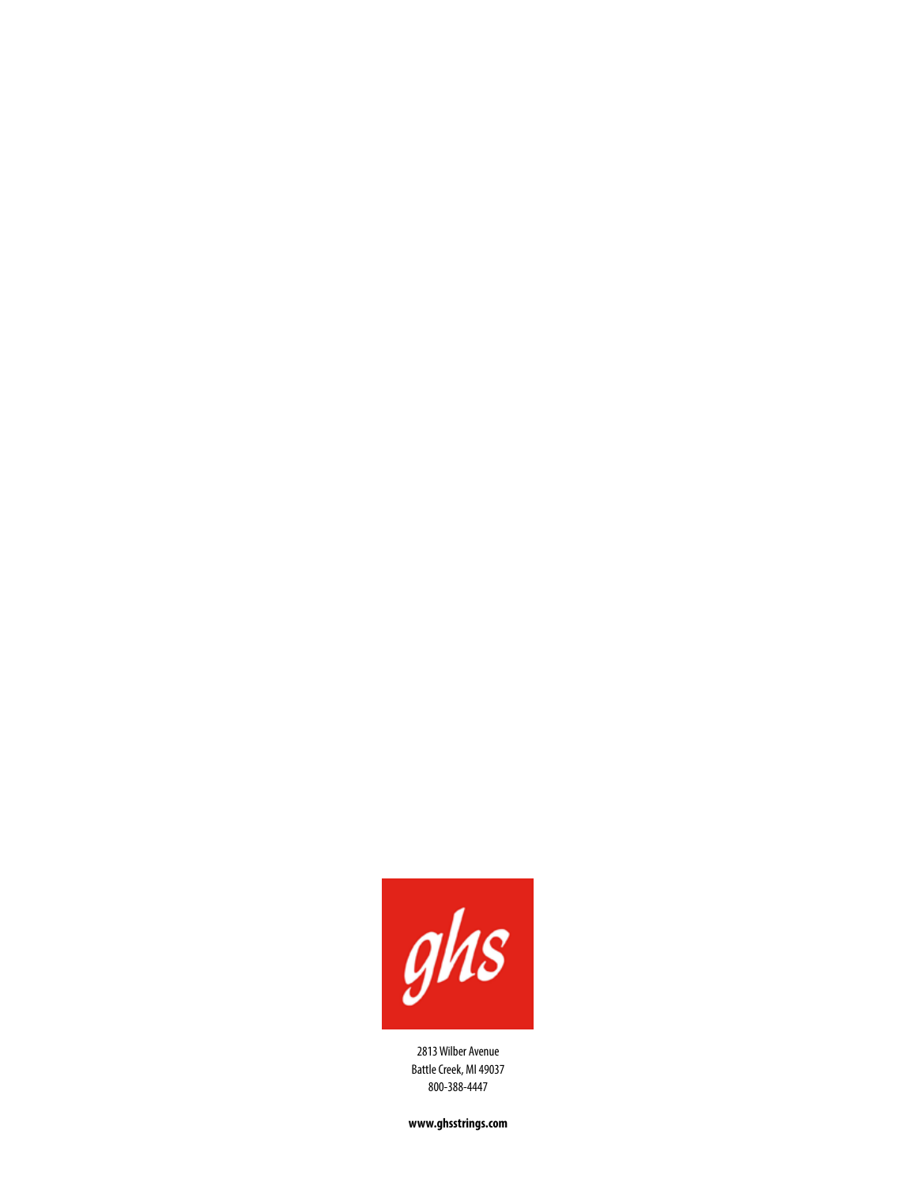ghs

2813 Wilber Avenue
Battle Creek, MI 49037
800-388-4447

**www.ghsstrings.com**